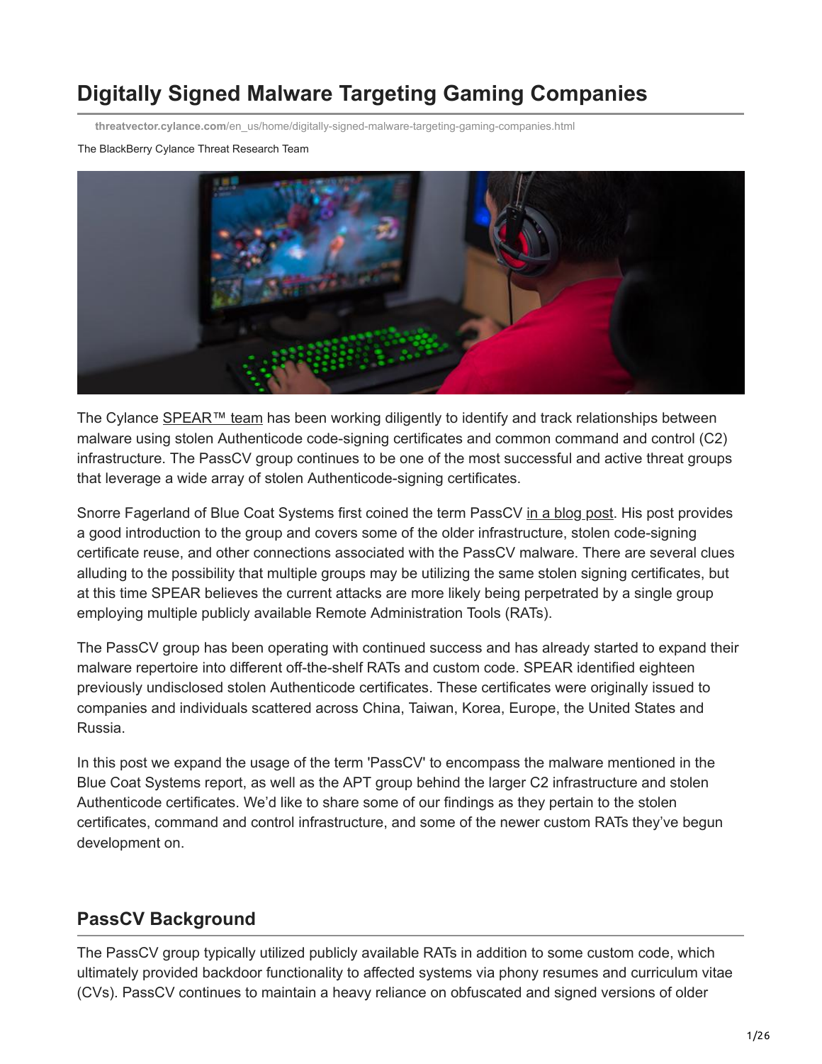# Digitally Signed Malware Targeting Gaming Companies

threatvector.cylance.com/en_us/home/digitally-signed-malware-targeting-gaming-companies.html

The BlackBerry Cylance Threat Research Team

The Cylance SPEAR™ team has been working diligently to identify and track relationships between malware using stolen Authenticode code-signing certificates and common command and control (C2) infrastructure. The PassCV group continues to be one of the most successful and active threat groups that leverage a wide array of stolen Authenticode-signing certificates.

Snorre Fagerland of Blue Coat Systems first coined the term PassCV in a blog post. His post provides a good introduction to the group and covers some of the older infrastructure, stolen code-signing certificate reuse, and other connections associated with the PassCV malware. There are several clues alluding to the possibility that multiple groups may be utilizing the same stolen signing certificates, but at this time SPEAR believes the current attacks are more likely being perpetrated by a single group employing multiple publicly available Remote Administration Tools (RATs).

The PassCV group has been operating with continued success and has already started to expand their malware repertoire into different off-the-shelf RATs and custom code. SPEAR identified eighteen previously undisclosed stolen Authenticode certificates. These certificates were originally issued to companies and individuals scattered across China, Taiwan, Korea, Europe, the United States and Russia.

In this post we expand the usage of the term 'PassCV' to encompass the malware mentioned in the Blue Coat Systems report, as well as the APT group behind the larger C2 infrastructure and stolen Authenticode certificates. We'd like to share some of our findings as they pertain to the stolen certificates, command and control infrastructure, and some of the newer custom RATs they've begun development on.

## PassCV Background

The PassCV group typically utilized publicly available RATs in addition to some custom code, which ultimately provided backdoor functionality to affected systems via phony resumes and curriculum vitae (CVs). PassCV continues to maintain a heavy reliance on obfuscated and signed versions of older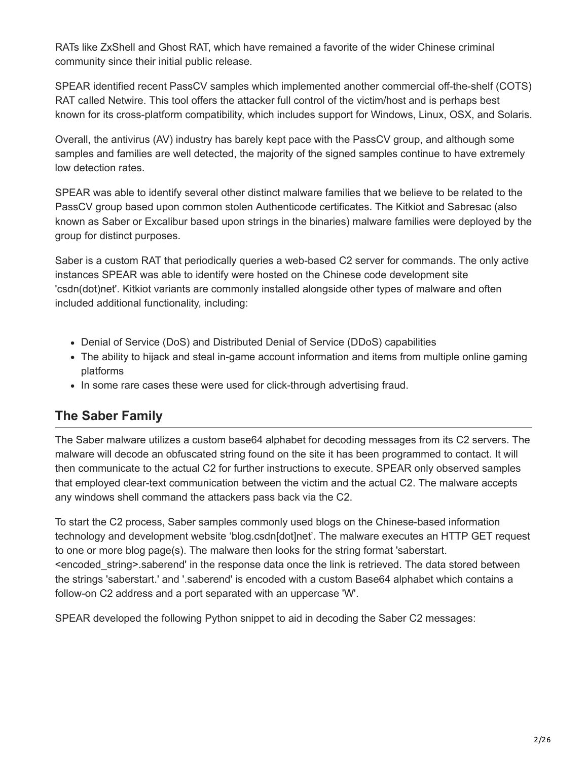RATs like ZxShell and Ghost RAT, which have remained a favorite of the wider Chinese criminal community since their initial public release.

SPEAR identified recent PassCV samples which implemented another commercial off-the-shelf (COTS) RAT called Netwire. This tool offers the attacker full control of the victim/host and is perhaps best known for its cross-platform compatibility, which includes support for Windows, Linux, OSX, and Solaris.

Overall, the antivirus (AV) industry has barely kept pace with the PassCV group, and although some samples and families are well detected, the majority of the signed samples continue to have extremely low detection rates.

SPEAR was able to identify several other distinct malware families that we believe to be related to the PassCV group based upon common stolen Authenticode certificates. The Kitkiot and Sabresac (also known as Saber or Excalibur based upon strings in the binaries) malware families were deployed by the group for distinct purposes.

Saber is a custom RAT that periodically queries a web-based C2 server for commands. The only active instances SPEAR was able to identify were hosted on the Chinese code development site 'csdn(dot)net'. Kitkiot variants are commonly installed alongside other types of malware and often included additional functionality, including:

- Denial of Service (DoS) and Distributed Denial of Service (DDoS) capabilities
- The ability to hijack and steal in-game account information and items from multiple online gaming platforms
- In some rare cases these were used for click-through advertising fraud.

## The Saber Family

The Saber malware utilizes a custom base64 alphabet for decoding messages from its C2 servers. The malware will decode an obfuscated string found on the site it has been programmed to contact. It will then communicate to the actual C2 for further instructions to execute. SPEAR only observed samples that employed clear-text communication between the victim and the actual C2. The malware accepts any windows shell command the attackers pass back via the C2.

To start the C2 process, Saber samples commonly used blogs on the Chinese-based information technology and development website 'blog.csdn[dot]net'. The malware executes an HTTP GET request to one or more blog page(s). The malware then looks for the string format 'saberstart.<encoded_string>.saberend' in the response data once the link is retrieved. The data stored between the strings 'saberstart.' and '.saberend' is encoded with a custom Base64 alphabet which contains a follow-on C2 address and a port separated with an uppercase 'W'.

SPEAR developed the following Python snippet to aid in decoding the Saber C2 messages: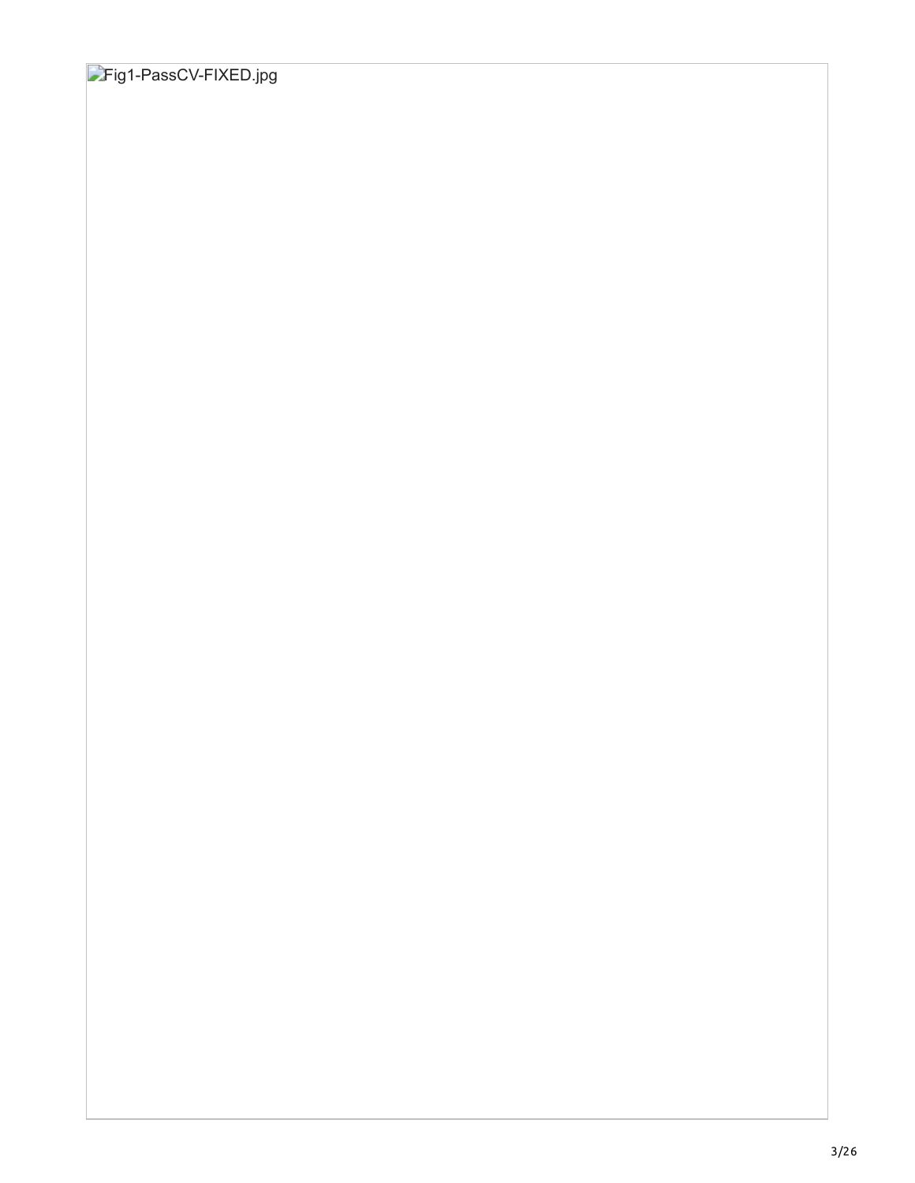Fig1-PassCV-FIXED.jpg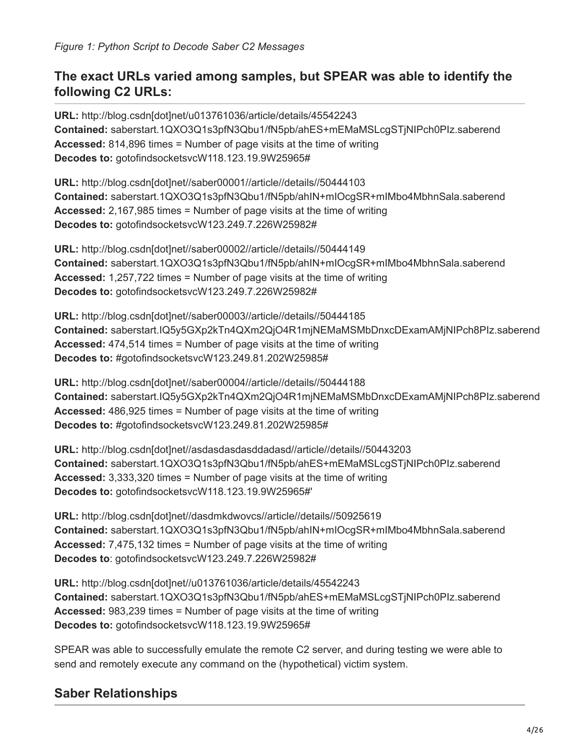*Figure 1: Python Script to Decode Saber C2 Messages*

## The exact URLs varied among samples, but SPEAR was able to identify the following C2 URLs:

**URL:** http://blog.csdn[dot]net/u013761036/article/details/45542243
**Contained:** saberstart.1QXO3Q1s3pfN3Qbu1/fN5pb/ahES+mEMaMSLcgSTjNIPch0PIz.saberend
**Accessed:** 814,896 times = Number of page visits at the time of writing
**Decodes to:** gotofindsocketsvcW118.123.19.9W25965#

**URL:** http://blog.csdn[dot]net//saber00001//article//details//50444103
**Contained:** saberstart.1QXO3Q1s3pfN3Qbu1/fN5pb/ahIN+mIOcgSR+mIMbo4MbhnSala.saberend
**Accessed:** 2,167,985 times = Number of page visits at the time of writing
**Decodes to:** gotofindsocketsvcW123.249.7.226W25982#

**URL:** http://blog.csdn[dot]net//saber00002//article//details//50444149
**Contained:** saberstart.1QXO3Q1s3pfN3Qbu1/fN5pb/ahIN+mIOcgSR+mIMbo4MbhnSala.saberend
**Accessed:** 1,257,722 times = Number of page visits at the time of writing
**Decodes to:** gotofindsocketsvcW123.249.7.226W25982#

**URL:** http://blog.csdn[dot]net//saber00003//article//details//50444185
**Contained:** saberstart.IQ5y5GXp2kTn4QXm2QjO4R1mjNEMaMSMbDnxcDExamAMjNIPch8PIz.saberend
**Accessed:** 474,514 times = Number of page visits at the time of writing
**Decodes to:** #gotofindsocketsvcW123.249.81.202W25985#

**URL:** http://blog.csdn[dot]net//saber00004//article//details//50444188
**Contained:** saberstart.IQ5y5GXp2kTn4QXm2QjO4R1mjNEMaMSMbDnxcDExamAMjNIPch8PIz.saberend
**Accessed:** 486,925 times = Number of page visits at the time of writing
**Decodes to:** #gotofindsocketsvcW123.249.81.202W25985#

**URL:** http://blog.csdn[dot]net//asdasdasdasddadasd//article//details//50443203
**Contained:** saberstart.1QXO3Q1s3pfN3Qbu1/fN5pb/ahES+mEMaMSLcgSTjNIPch0PIz.saberend
**Accessed:** 3,333,320 times = Number of page visits at the time of writing
**Decodes to:** gotofindsocketsvcW118.123.19.9W25965#'

**URL:** http://blog.csdn[dot]net//dasdmkdwovcs//article//details//50925619
**Contained:** saberstart.1QXO3Q1s3pfN3Qbu1/fN5pb/ahIN+mIOcgSR+mIMbo4MbhnSala.saberend
**Accessed:** 7,475,132 times = Number of page visits at the time of writing
**Decodes to**: gotofindsocketsvcW123.249.7.226W25982#

**URL:** http://blog.csdn[dot]net//u013761036/article/details/45542243
**Contained:** saberstart.1QXO3Q1s3pfN3Qbu1/fN5pb/ahES+mEMaMSLcgSTjNIPch0PIz.saberend
**Accessed:** 983,239 times = Number of page visits at the time of writing
**Decodes to:** gotofindsocketsvcW118.123.19.9W25965#

SPEAR was able to successfully emulate the remote C2 server, and during testing we were able to send and remotely execute any command on the (hypothetical) victim system.

## Saber Relationships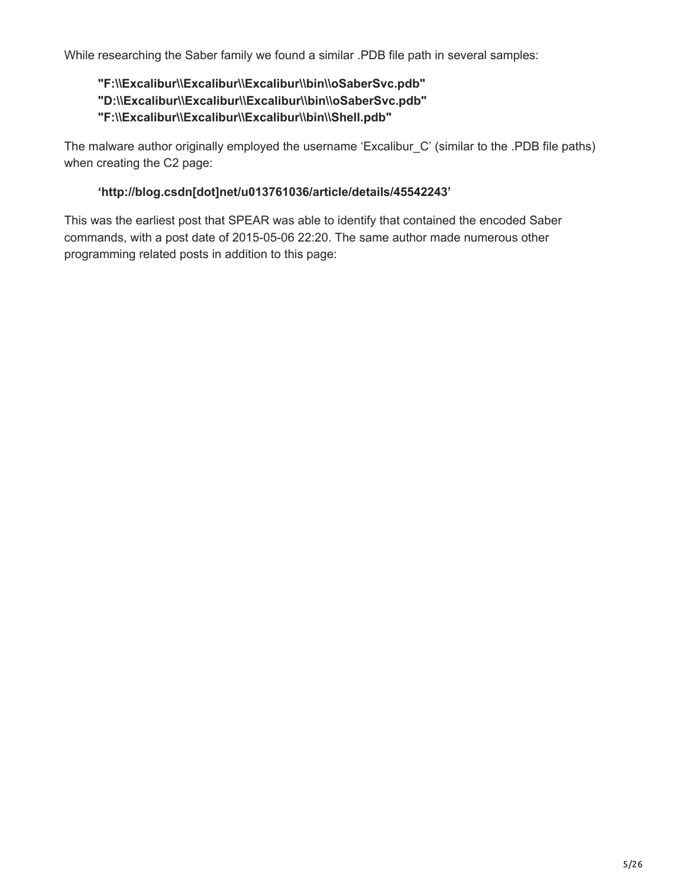While researching the Saber family we found a similar .PDB file path in several samples:

> **"F:\\Excalibur\\Excalibur\\Excalibur\\bin\\oSaberSvc.pdb"**
> **"D:\\Excalibur\\Excalibur\\Excalibur\\bin\\oSaberSvc.pdb"**
> **"F:\\Excalibur\\Excalibur\\Excalibur\\bin\\Shell.pdb"**

The malware author originally employed the username 'Excalibur_C' (similar to the .PDB file paths) when creating the C2 page:

> **'http://blog.csdn[dot]net/u013761036/article/details/45542243'**

This was the earliest post that SPEAR was able to identify that contained the encoded Saber commands, with a post date of 2015-05-06 22:20. The same author made numerous other programming related posts in addition to this page: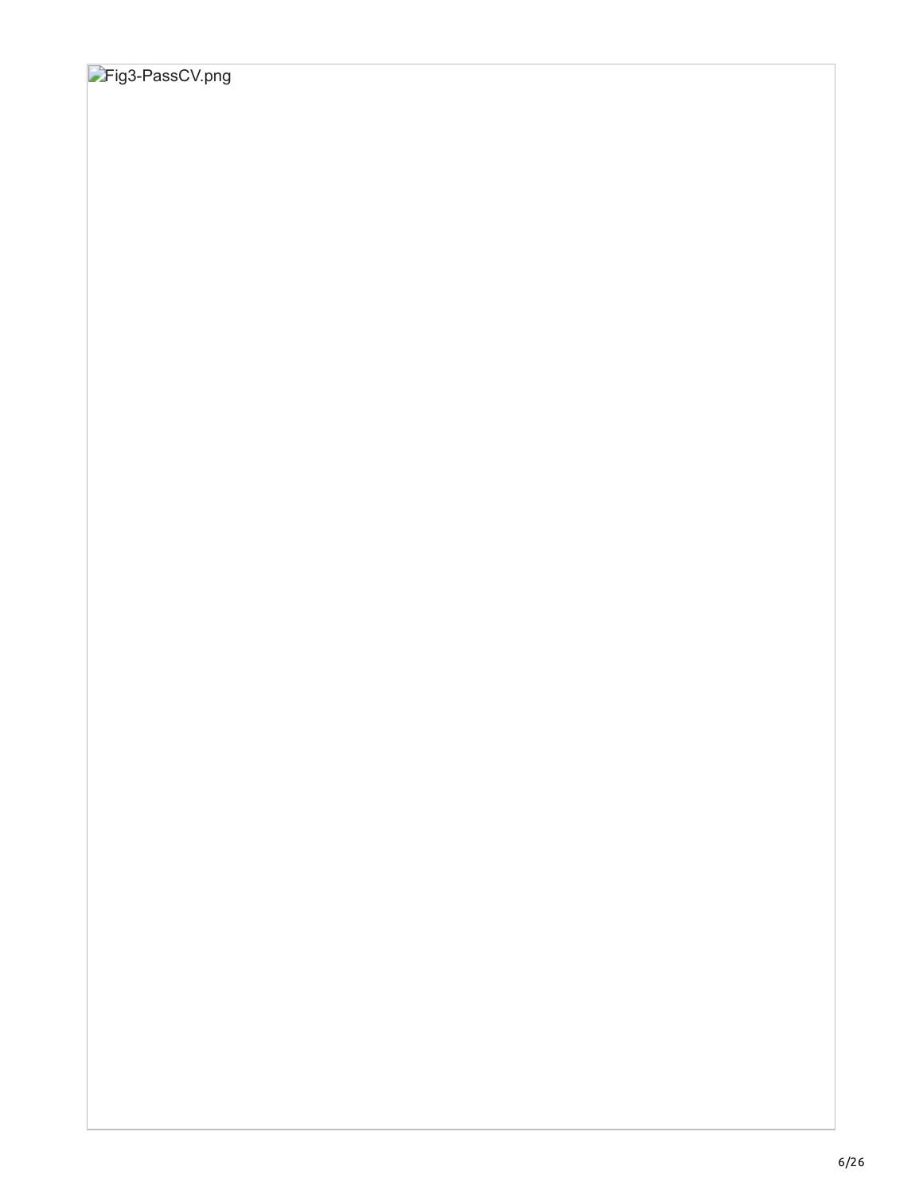Fig3-PassCV.png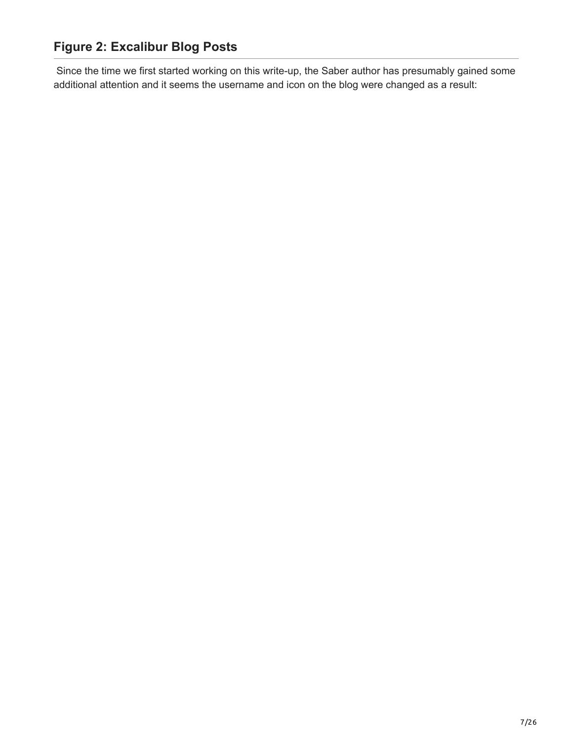## Figure 2: Excalibur Blog Posts

Since the time we first started working on this write-up, the Saber author has presumably gained some additional attention and it seems the username and icon on the blog were changed as a result: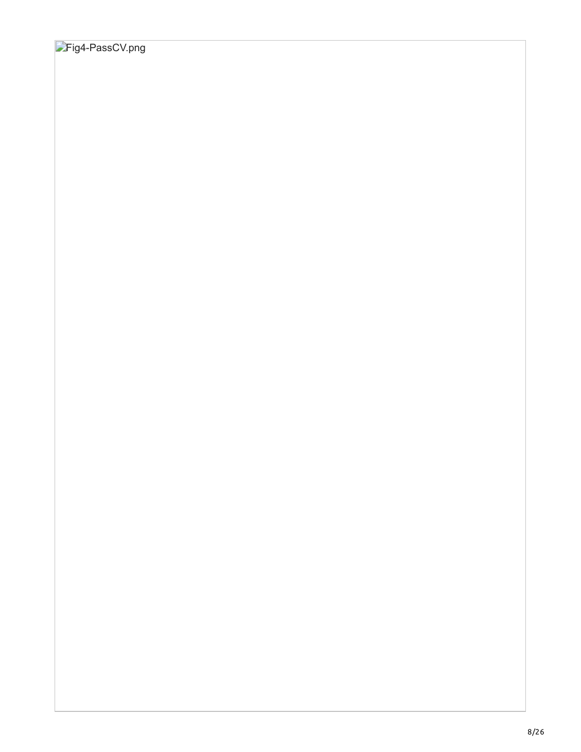Fig4-PassCV.png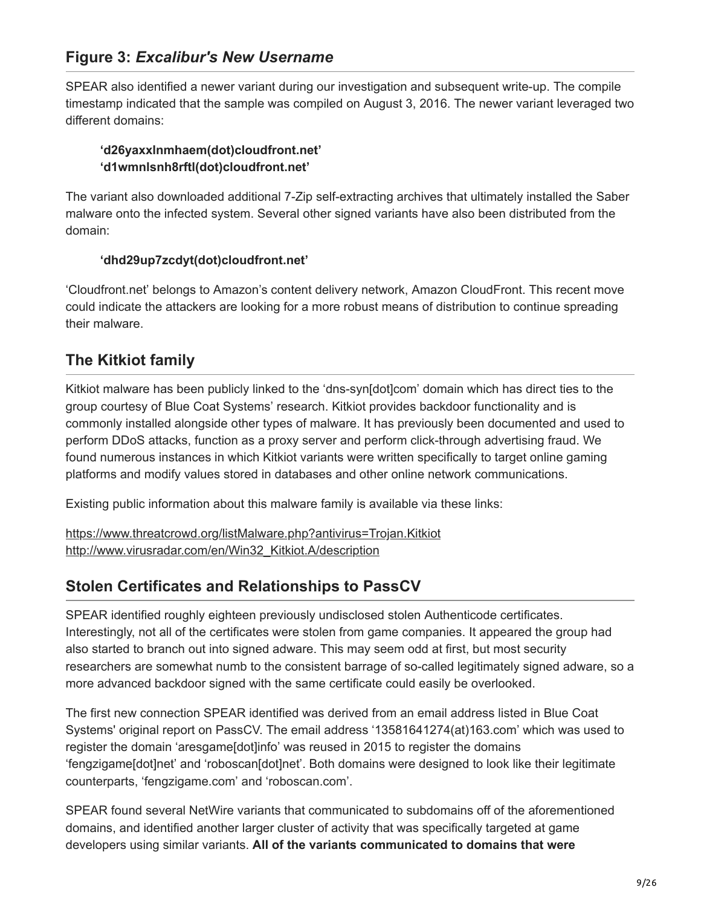## Figure 3: *Excalibur's New Username*

SPEAR also identified a newer variant during our investigation and subsequent write-up. The compile timestamp indicated that the sample was compiled on August 3, 2016. The newer variant leveraged two different domains:

> **'d26yaxxlnmhaem(dot)cloudfront.net'**
> **'d1wmnlsnh8rftl(dot)cloudfront.net'**

The variant also downloaded additional 7-Zip self-extracting archives that ultimately installed the Saber malware onto the infected system. Several other signed variants have also been distributed from the domain:

> **'dhd29up7zcdyt(dot)cloudfront.net'**

'Cloudfront.net' belongs to Amazon's content delivery network, Amazon CloudFront. This recent move could indicate the attackers are looking for a more robust means of distribution to continue spreading their malware.

## The Kitkiot family

Kitkiot malware has been publicly linked to the 'dns-syn[dot]com' domain which has direct ties to the group courtesy of Blue Coat Systems' research. Kitkiot provides backdoor functionality and is commonly installed alongside other types of malware. It has previously been documented and used to perform DDoS attacks, function as a proxy server and perform click-through advertising fraud. We found numerous instances in which Kitkiot variants were written specifically to target online gaming platforms and modify values stored in databases and other online network communications.

Existing public information about this malware family is available via these links:

https://www.threatcrowd.org/listMalware.php?antivirus=Trojan.Kitkiot
http://www.virusradar.com/en/Win32_Kitkiot.A/description

## Stolen Certificates and Relationships to PassCV

SPEAR identified roughly eighteen previously undisclosed stolen Authenticode certificates. Interestingly, not all of the certificates were stolen from game companies. It appeared the group had also started to branch out into signed adware. This may seem odd at first, but most security researchers are somewhat numb to the consistent barrage of so-called legitimately signed adware, so a more advanced backdoor signed with the same certificate could easily be overlooked.

The first new connection SPEAR identified was derived from an email address listed in Blue Coat Systems' original report on PassCV. The email address '13581641274(at)163.com' which was used to register the domain 'aresgame[dot]info' was reused in 2015 to register the domains 'fengzigame[dot]net' and 'roboscan[dot]net'. Both domains were designed to look like their legitimate counterparts, 'fengzigame.com' and 'roboscan.com'.

SPEAR found several NetWire variants that communicated to subdomains off of the aforementioned domains, and identified another larger cluster of activity that was specifically targeted at game developers using similar variants. **All of the variants communicated to domains that were**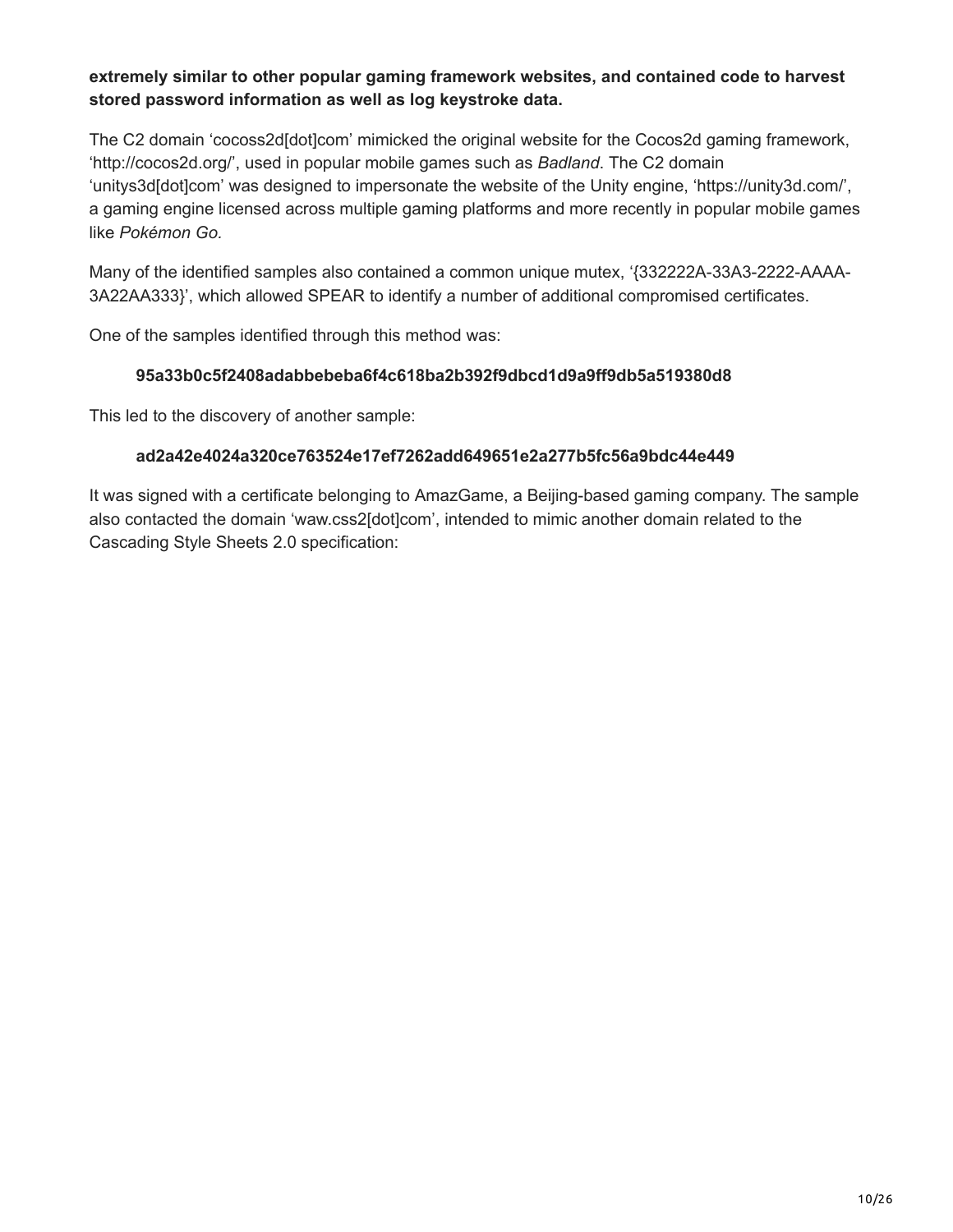**extremely similar to other popular gaming framework websites, and contained code to harvest stored password information as well as log keystroke data.**

The C2 domain 'cocoss2d[dot]com' mimicked the original website for the Cocos2d gaming framework, 'http://cocos2d.org/', used in popular mobile games such as *Badland*. The C2 domain 'unitys3d[dot]com' was designed to impersonate the website of the Unity engine, 'https://unity3d.com/', a gaming engine licensed across multiple gaming platforms and more recently in popular mobile games like *Pokémon Go.*

Many of the identified samples also contained a common unique mutex, '{332222A-33A3-2222-AAAA-3A22AA333}', which allowed SPEAR to identify a number of additional compromised certificates.

One of the samples identified through this method was:

**95a33b0c5f2408adabbebeba6f4c618ba2b392f9dbcd1d9a9ff9db5a519380d8**

This led to the discovery of another sample:

**ad2a42e4024a320ce763524e17ef7262add649651e2a277b5fc56a9bdc44e449**

It was signed with a certificate belonging to AmazGame, a Beijing-based gaming company. The sample also contacted the domain 'waw.css2[dot]com', intended to mimic another domain related to the Cascading Style Sheets 2.0 specification: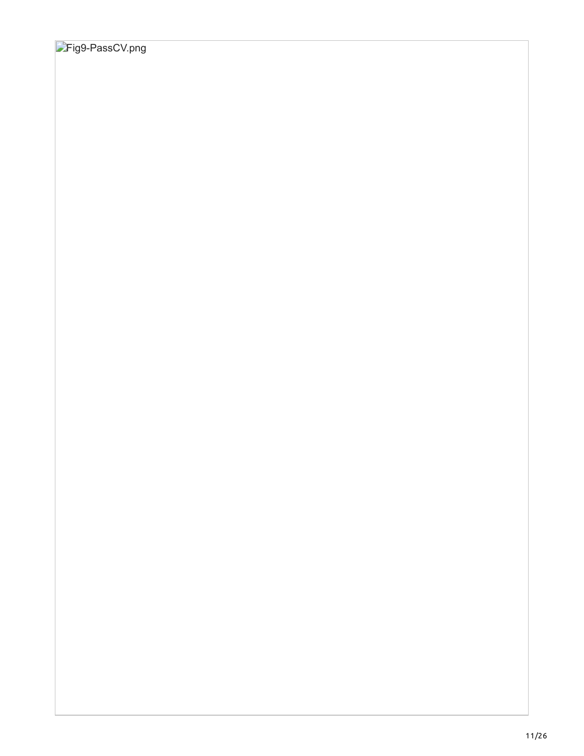Fig9-PassCV.png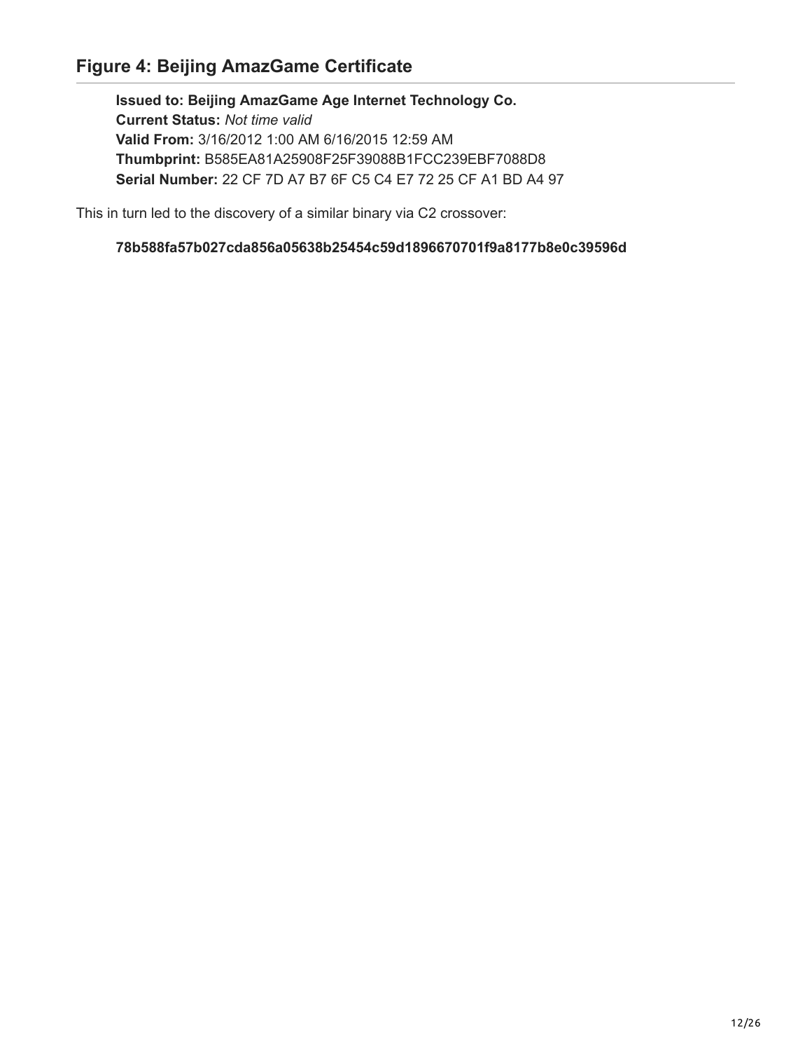## Figure 4: Beijing AmazGame Certificate

**Issued to: Beijing AmazGame Age Internet Technology Co.**
**Current Status:** *Not time valid*
**Valid From:** 3/16/2012 1:00 AM 6/16/2015 12:59 AM
**Thumbprint:** B585EA81A25908F25F39088B1FCC239EBF7088D8
**Serial Number:** 22 CF 7D A7 B7 6F C5 C4 E7 72 25 CF A1 BD A4 97

This in turn led to the discovery of a similar binary via C2 crossover:

**78b588fa57b027cda856a05638b25454c59d1896670701f9a8177b8e0c39596d**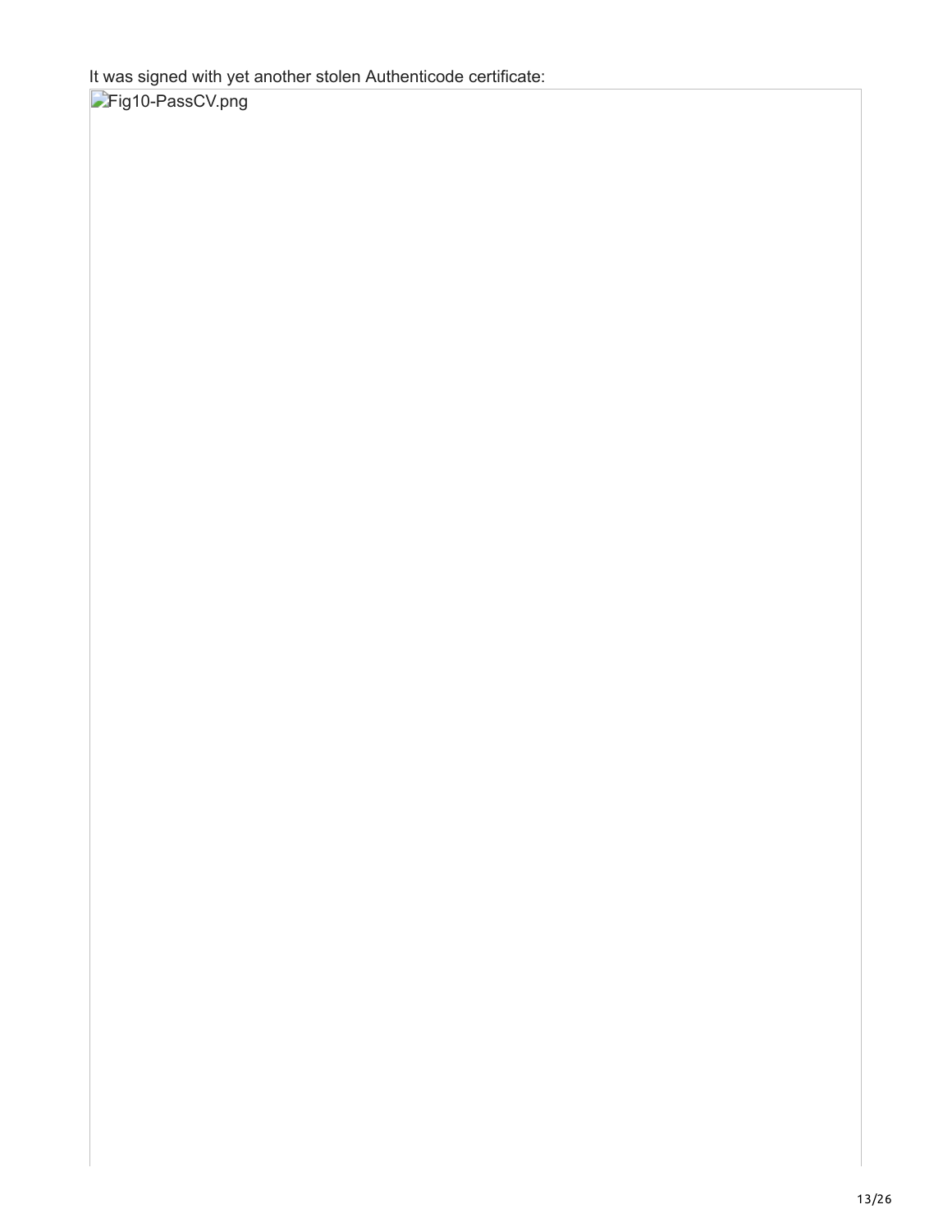It was signed with yet another stolen Authenticode certificate:

Fig10-PassCV.png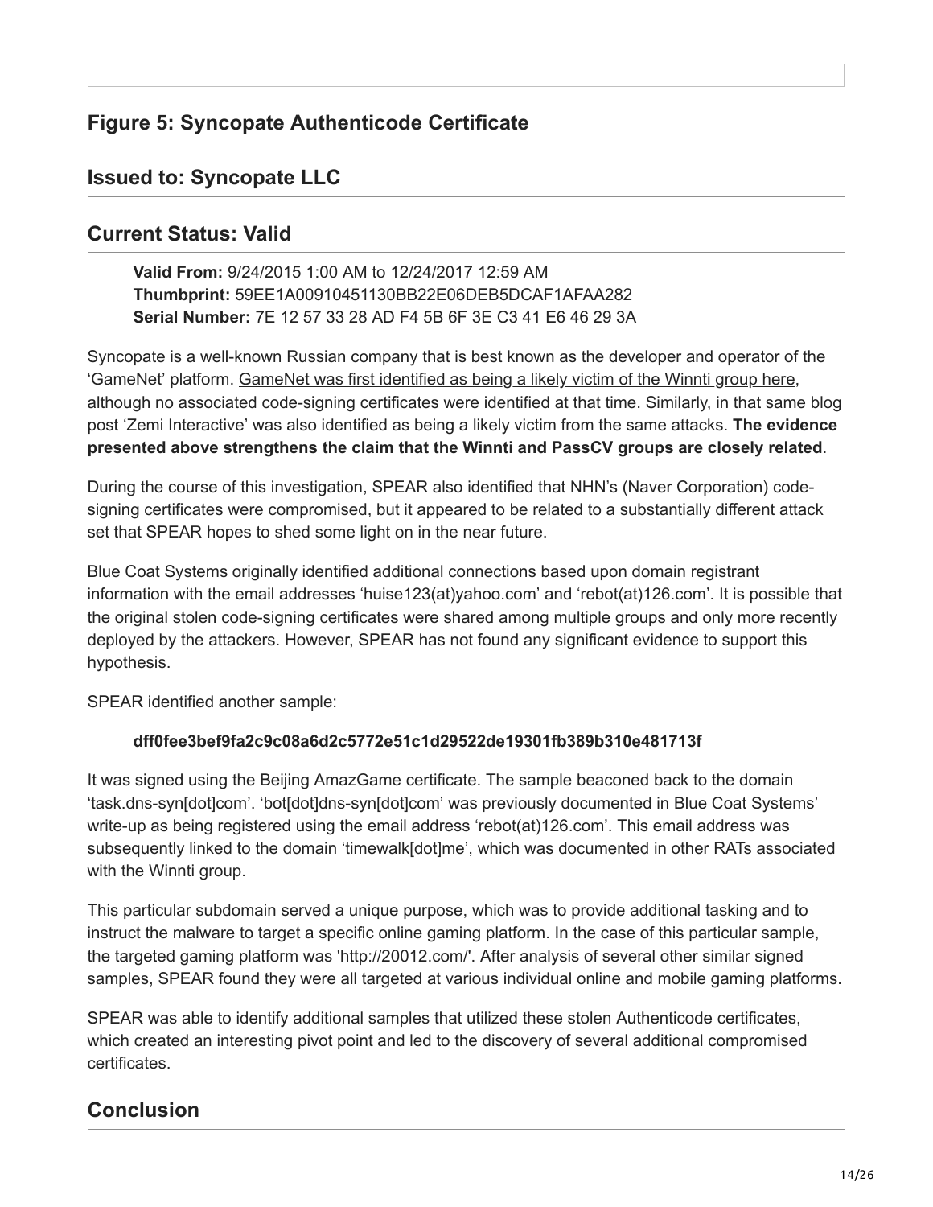## Figure 5: Syncopate Authenticode Certificate

## Issued to: Syncopate LLC

## Current Status: Valid

> **Valid From:** 9/24/2015 1:00 AM to 12/24/2017 12:59 AM
> **Thumbprint:** 59EE1A00910451130BB22E06DEB5DCAF1AFAA282
> **Serial Number:** 7E 12 57 33 28 AD F4 5B 6F 3E C3 41 E6 46 29 3A

Syncopate is a well-known Russian company that is best known as the developer and operator of the 'GameNet' platform. GameNet was first identified as being a likely victim of the Winnti group here, although no associated code-signing certificates were identified at that time. Similarly, in that same blog post 'Zemi Interactive' was also identified as being a likely victim from the same attacks. **The evidence presented above strengthens the claim that the Winnti and PassCV groups are closely related**.

During the course of this investigation, SPEAR also identified that NHN's (Naver Corporation) code-signing certificates were compromised, but it appeared to be related to a substantially different attack set that SPEAR hopes to shed some light on in the near future.

Blue Coat Systems originally identified additional connections based upon domain registrant information with the email addresses 'huise123(at)yahoo.com' and 'rebot(at)126.com'. It is possible that the original stolen code-signing certificates were shared among multiple groups and only more recently deployed by the attackers. However, SPEAR has not found any significant evidence to support this hypothesis.

SPEAR identified another sample:

> **dff0fee3bef9fa2c9c08a6d2c5772e51c1d29522de19301fb389b310e481713f**

It was signed using the Beijing AmazGame certificate. The sample beaconed back to the domain 'task.dns-syn[dot]com'. 'bot[dot]dns-syn[dot]com' was previously documented in Blue Coat Systems' write-up as being registered using the email address 'rebot(at)126.com'. This email address was subsequently linked to the domain 'timewalk[dot]me', which was documented in other RATs associated with the Winnti group.

This particular subdomain served a unique purpose, which was to provide additional tasking and to instruct the malware to target a specific online gaming platform. In the case of this particular sample, the targeted gaming platform was 'http://20012.com/'. After analysis of several other similar signed samples, SPEAR found they were all targeted at various individual online and mobile gaming platforms.

SPEAR was able to identify additional samples that utilized these stolen Authenticode certificates, which created an interesting pivot point and led to the discovery of several additional compromised certificates.

## Conclusion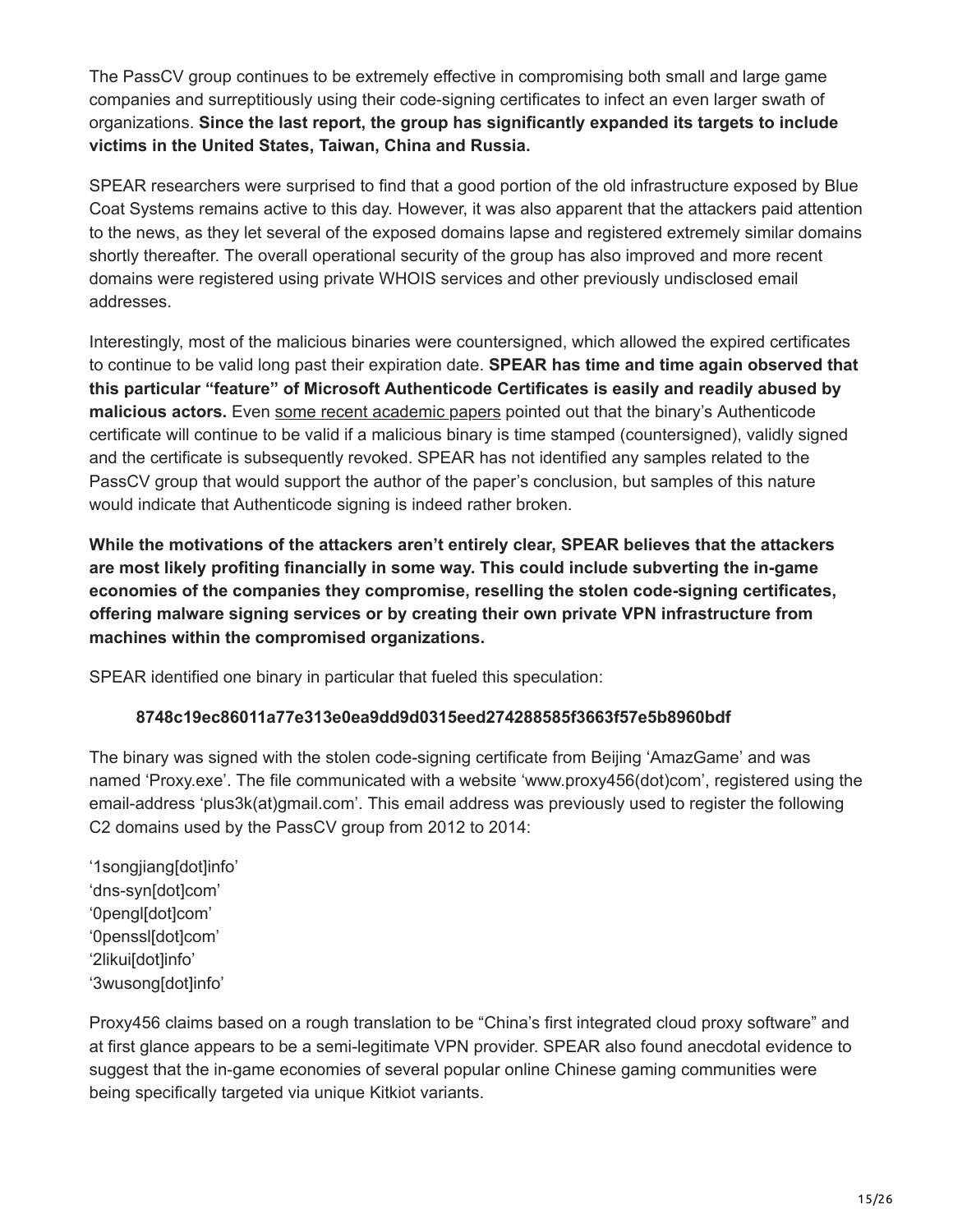The PassCV group continues to be extremely effective in compromising both small and large game companies and surreptitiously using their code-signing certificates to infect an even larger swath of organizations. **Since the last report, the group has significantly expanded its targets to include victims in the United States, Taiwan, China and Russia.**

SPEAR researchers were surprised to find that a good portion of the old infrastructure exposed by Blue Coat Systems remains active to this day. However, it was also apparent that the attackers paid attention to the news, as they let several of the exposed domains lapse and registered extremely similar domains shortly thereafter. The overall operational security of the group has also improved and more recent domains were registered using private WHOIS services and other previously undisclosed email addresses.

Interestingly, most of the malicious binaries were countersigned, which allowed the expired certificates to continue to be valid long past their expiration date. **SPEAR has time and time again observed that this particular "feature" of Microsoft Authenticode Certificates is easily and readily abused by malicious actors.** Even some recent academic papers pointed out that the binary's Authenticode certificate will continue to be valid if a malicious binary is time stamped (countersigned), validly signed and the certificate is subsequently revoked. SPEAR has not identified any samples related to the PassCV group that would support the author of the paper's conclusion, but samples of this nature would indicate that Authenticode signing is indeed rather broken.

**While the motivations of the attackers aren't entirely clear, SPEAR believes that the attackers are most likely profiting financially in some way. This could include subverting the in-game economies of the companies they compromise, reselling the stolen code-signing certificates, offering malware signing services or by creating their own private VPN infrastructure from machines within the compromised organizations.**

SPEAR identified one binary in particular that fueled this speculation:

**8748c19ec86011a77e313e0ea9dd9d0315eed274288585f3663f57e5b8960bdf**

The binary was signed with the stolen code-signing certificate from Beijing 'AmazGame' and was named 'Proxy.exe'. The file communicated with a website 'www.proxy456(dot)com', registered using the email-address 'plus3k(at)gmail.com'. This email address was previously used to register the following C2 domains used by the PassCV group from 2012 to 2014:

'1songjiang[dot]info'
'dns-syn[dot]com'
'0pengl[dot]com'
'0penssl[dot]com'
'2likui[dot]info'
'3wusong[dot]info'

Proxy456 claims based on a rough translation to be "China's first integrated cloud proxy software" and at first glance appears to be a semi-legitimate VPN provider. SPEAR also found anecdotal evidence to suggest that the in-game economies of several popular online Chinese gaming communities were being specifically targeted via unique Kitkiot variants.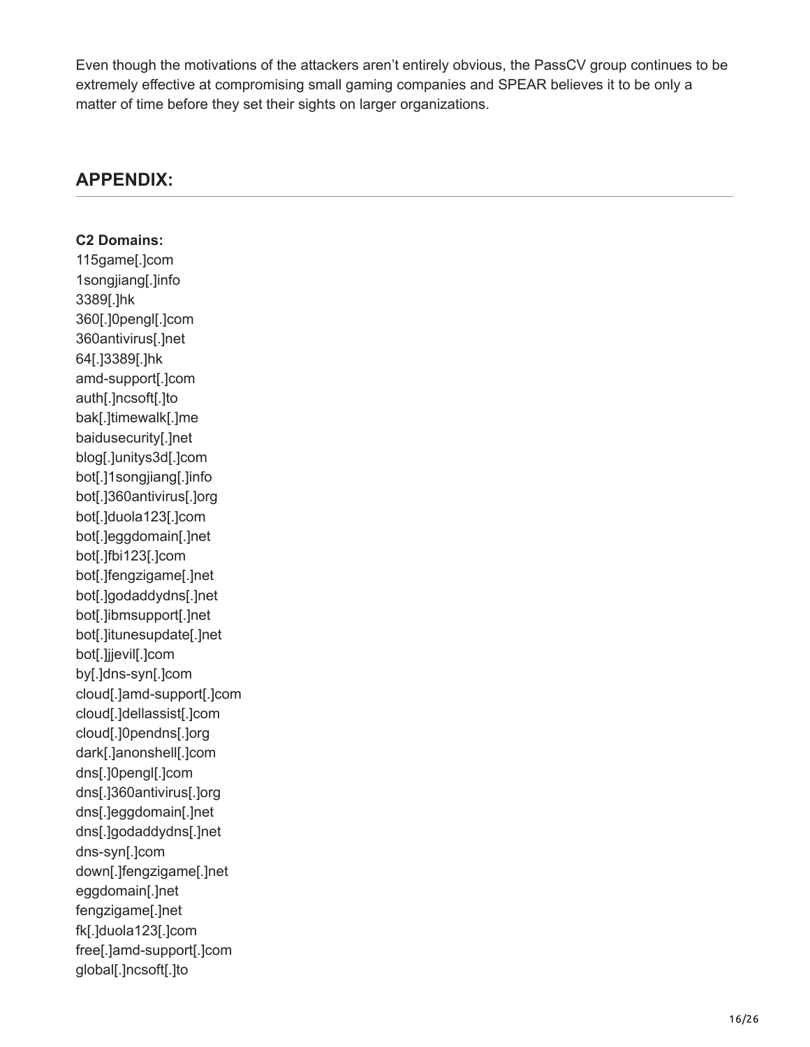Even though the motivations of the attackers aren't entirely obvious, the PassCV group continues to be extremely effective at compromising small gaming companies and SPEAR believes it to be only a matter of time before they set their sights on larger organizations.

## APPENDIX:

**C2 Domains:**
115game[.]com
1songjiang[.]info
3389[.]hk
360[.]0pengl[.]com
360antivirus[.]net
64[.]3389[.]hk
amd-support[.]com
auth[.]ncsoft[.]to
bak[.]timewalk[.]me
baidusecurity[.]net
blog[.]unitys3d[.]com
bot[.]1songjiang[.]info
bot[.]360antivirus[.]org
bot[.]duola123[.]com
bot[.]eggdomain[.]net
bot[.]fbi123[.]com
bot[.]fengzigame[.]net
bot[.]godaddydns[.]net
bot[.]ibmsupport[.]net
bot[.]itunesupdate[.]net
bot[.]jjevil[.]com
by[.]dns-syn[.]com
cloud[.]amd-support[.]com
cloud[.]dellassist[.]com
cloud[.]0pendns[.]org
dark[.]anonshell[.]com
dns[.]0pengl[.]com
dns[.]360antivirus[.]org
dns[.]eggdomain[.]net
dns[.]godaddydns[.]net
dns-syn[.]com
down[.]fengzigame[.]net
eggdomain[.]net
fengzigame[.]net
fk[.]duola123[.]com
free[.]amd-support[.]com
global[.]ncsoft[.]to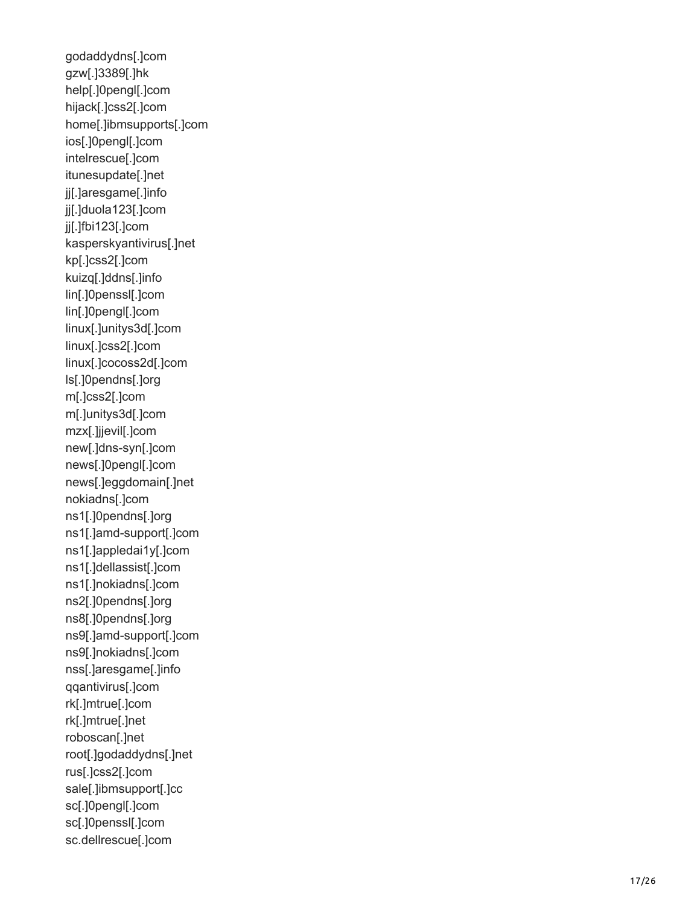godaddydns[.]com
gzw[.]3389[.]hk
help[.]0pengl[.]com
hijack[.]css2[.]com
home[.]ibmsupports[.]com
ios[.]0pengl[.]com
intelrescue[.]com
itunesupdate[.]net
jj[.]aresgame[.]info
jj[.]duola123[.]com
jj[.]fbi123[.]com
kasperskyantivirus[.]net
kp[.]css2[.]com
kuizq[.]ddns[.]info
lin[.]0penssl[.]com
lin[.]0pengl[.]com
linux[.]unitys3d[.]com
linux[.]css2[.]com
linux[.]cocoss2d[.]com
ls[.]0pendns[.]org
m[.]css2[.]com
m[.]unitys3d[.]com
mzx[.]jjevil[.]com
new[.]dns-syn[.]com
news[.]0pengl[.]com
news[.]eggdomain[.]net
nokiadns[.]com
ns1[.]0pendns[.]org
ns1[.]amd-support[.]com
ns1[.]appledai1y[.]com
ns1[.]dellassist[.]com
ns1[.]nokiadns[.]com
ns2[.]0pendns[.]org
ns8[.]0pendns[.]org
ns9[.]amd-support[.]com
ns9[.]nokiadns[.]com
nss[.]aresgame[.]info
qqantivirus[.]com
rk[.]mtrue[.]com
rk[.]mtrue[.]net
roboscan[.]net
root[.]godaddydns[.]net
rus[.]css2[.]com
sale[.]ibmsupport[.]cc
sc[.]0pengl[.]com
sc[.]0penssl[.]com
sc.dellrescue[.]com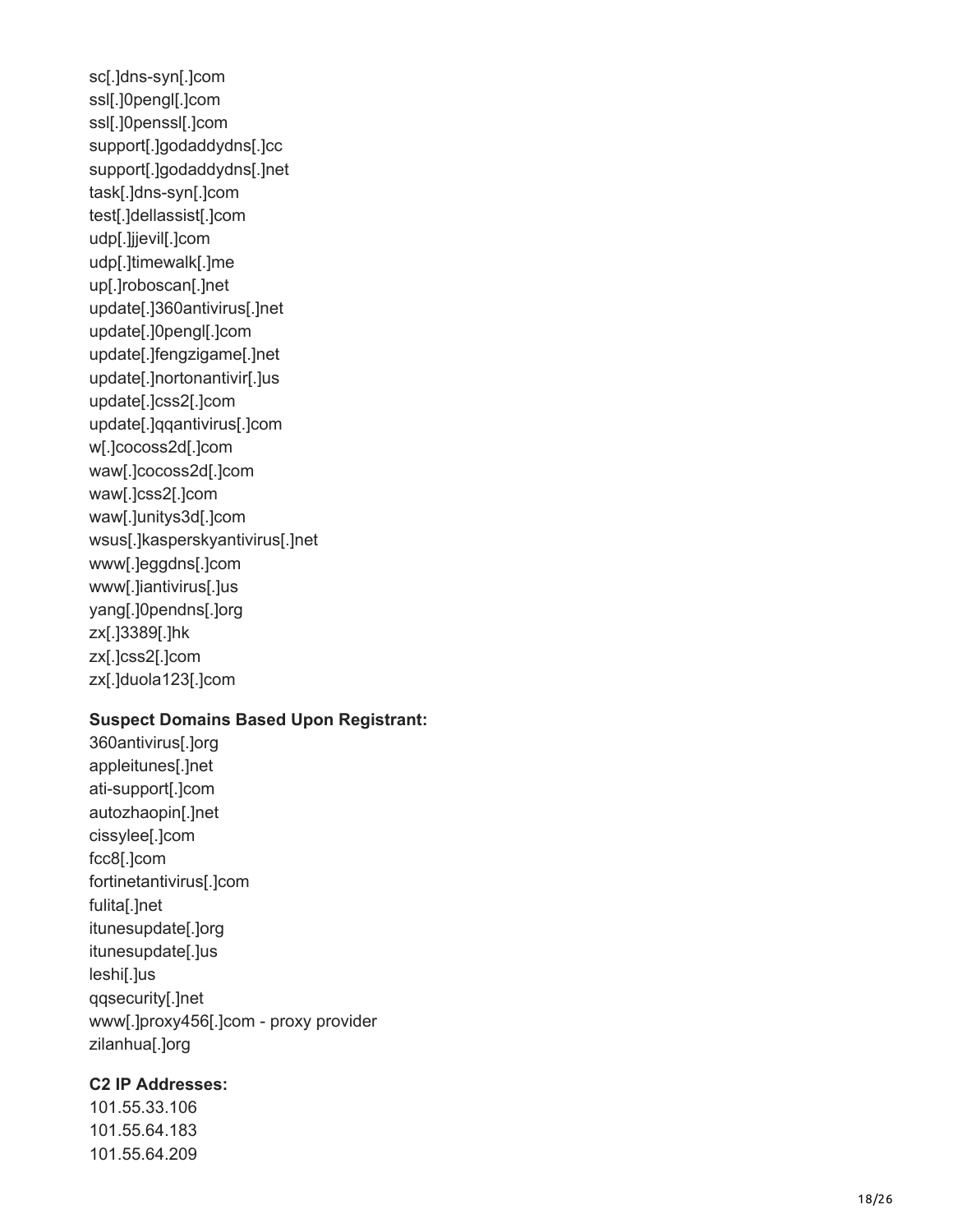sc[.]dns-syn[.]com
ssl[.]0pengl[.]com
ssl[.]0penssl[.]com
support[.]godaddydns[.]cc
support[.]godaddydns[.]net
task[.]dns-syn[.]com
test[.]dellassist[.]com
udp[.]jjevil[.]com
udp[.]timewalk[.]me
up[.]roboscan[.]net
update[.]360antivirus[.]net
update[.]0pengl[.]com
update[.]fengzigame[.]net
update[.]nortonantivir[.]us
update[.]css2[.]com
update[.]qqantivirus[.]com
w[.]cocoss2d[.]com
waw[.]cocoss2d[.]com
waw[.]css2[.]com
waw[.]unitys3d[.]com
wsus[.]kasperskyantivirus[.]net
www[.]eggdns[.]com
www[.]iantivirus[.]us
yang[.]0pendns[.]org
zx[.]3389[.]hk
zx[.]css2[.]com
zx[.]duola123[.]com

**Suspect Domains Based Upon Registrant:**

360antivirus[.]org
appleitunes[.]net
ati-support[.]com
autozhaopin[.]net
cissylee[.]com
fcc8[.]com
fortinetantivirus[.]com
fulita[.]net
itunesupdate[.]org
itunesupdate[.]us
leshi[.]us
qqsecurity[.]net
www[.]proxy456[.]com - proxy provider
zilanhua[.]org

**C2 IP Addresses:**

101.55.33.106
101.55.64.183
101.55.64.209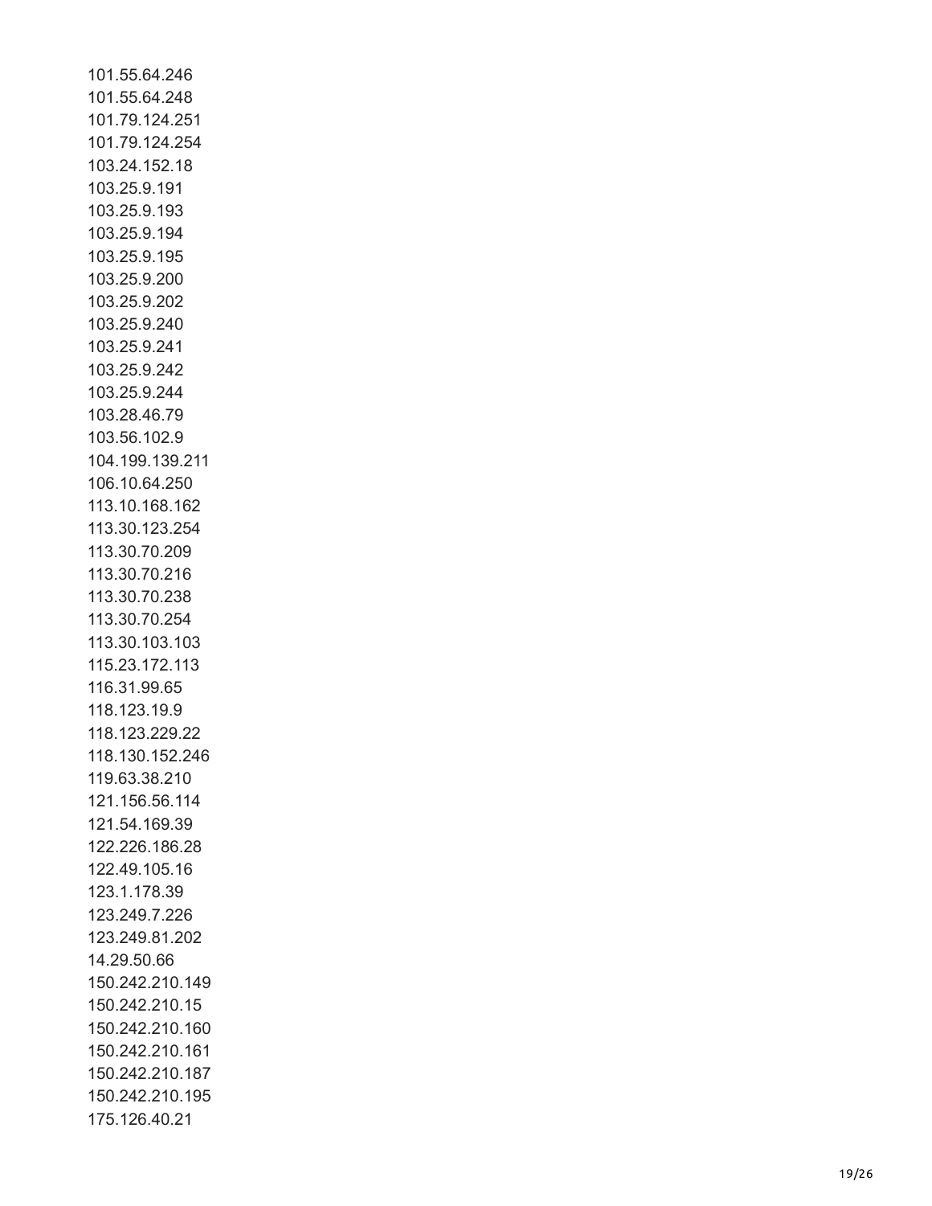101.55.64.246
101.55.64.248
101.79.124.251
101.79.124.254
103.24.152.18
103.25.9.191
103.25.9.193
103.25.9.194
103.25.9.195
103.25.9.200
103.25.9.202
103.25.9.240
103.25.9.241
103.25.9.242
103.25.9.244
103.28.46.79
103.56.102.9
104.199.139.211
106.10.64.250
113.10.168.162
113.30.123.254
113.30.70.209
113.30.70.216
113.30.70.238
113.30.70.254
113.30.103.103
115.23.172.113
116.31.99.65
118.123.19.9
118.123.229.22
118.130.152.246
119.63.38.210
121.156.56.114
121.54.169.39
122.226.186.28
122.49.105.16
123.1.178.39
123.249.7.226
123.249.81.202
14.29.50.66
150.242.210.149
150.242.210.15
150.242.210.160
150.242.210.161
150.242.210.187
150.242.210.195
175.126.40.21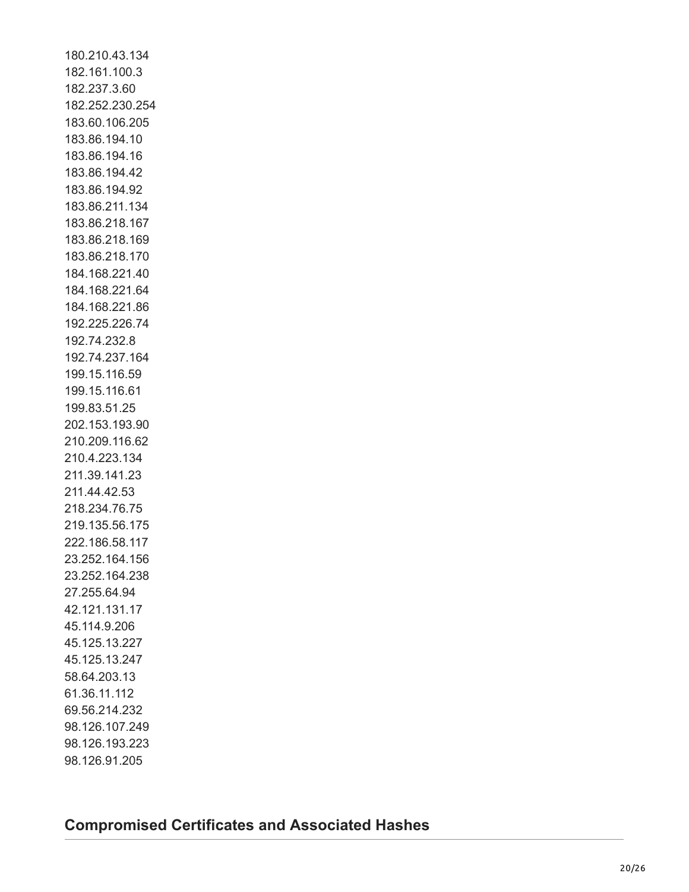180.210.43.134
182.161.100.3
182.237.3.60
182.252.230.254
183.60.106.205
183.86.194.10
183.86.194.16
183.86.194.42
183.86.194.92
183.86.211.134
183.86.218.167
183.86.218.169
183.86.218.170
184.168.221.40
184.168.221.64
184.168.221.86
192.225.226.74
192.74.232.8
192.74.237.164
199.15.116.59
199.15.116.61
199.83.51.25
202.153.193.90
210.209.116.62
210.4.223.134
211.39.141.23
211.44.42.53
218.234.76.75
219.135.56.175
222.186.58.117
23.252.164.156
23.252.164.238
27.255.64.94
42.121.131.17
45.114.9.206
45.125.13.227
45.125.13.247
58.64.203.13
61.36.11.112
69.56.214.232
98.126.107.249
98.126.193.223
98.126.91.205

## Compromised Certificates and Associated Hashes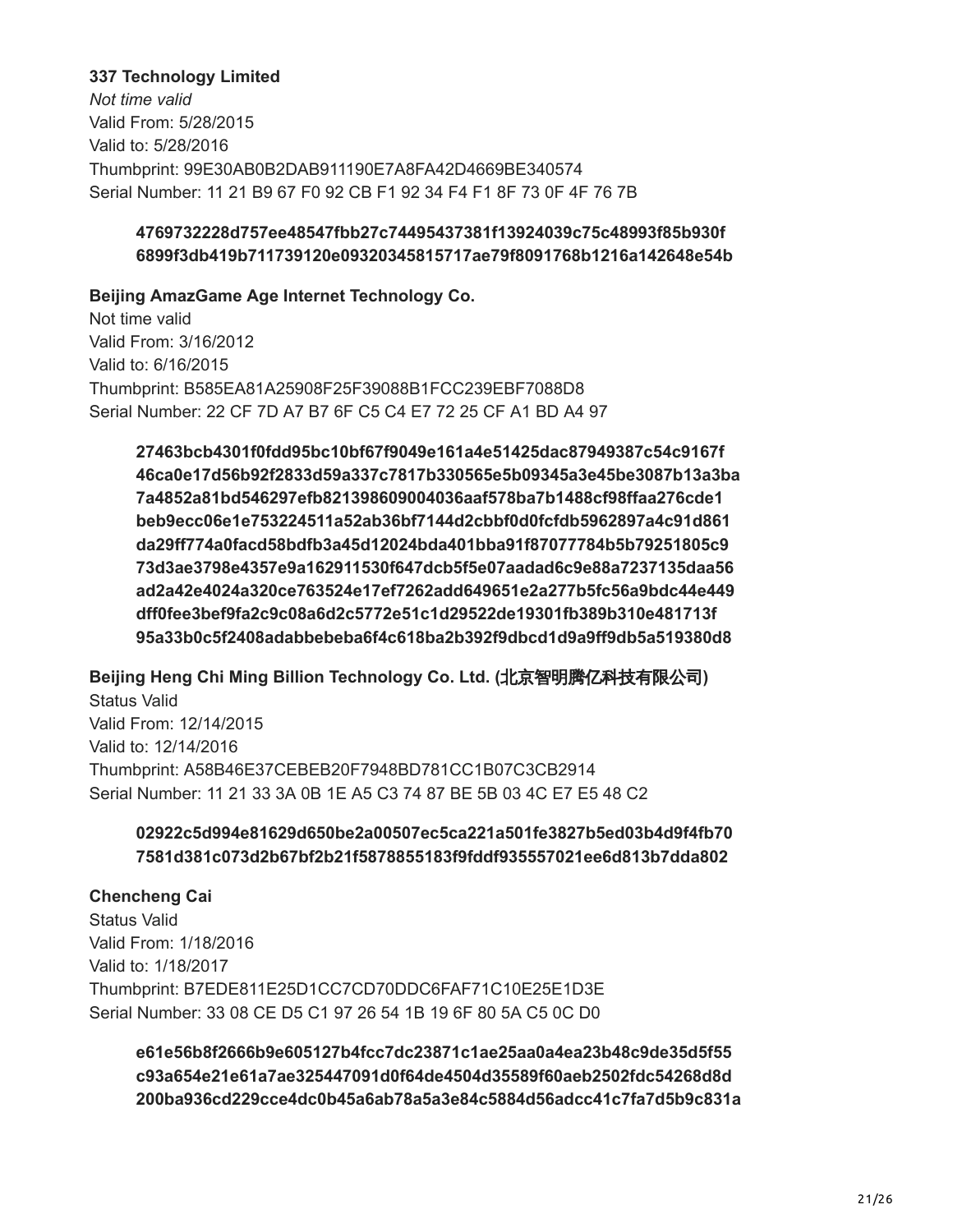**337 Technology Limited**

*Not time valid*

Valid From: 5/28/2015

Valid to: 5/28/2016

Thumbprint: 99E30AB0B2DAB911190E7A8FA42D4669BE340574

Serial Number: 11 21 B9 67 F0 92 CB F1 92 34 F4 F1 8F 73 0F 4F 76 7B

> **4769732228d757ee48547fbb27c74495437381f13924039c75c48993f85b930f**
> **6899f3db419b711739120e09320345815717ae79f8091768b1216a142648e54b**

**Beijing AmazGame Age Internet Technology Co.**

Not time valid

Valid From: 3/16/2012

Valid to: 6/16/2015

Thumbprint: B585EA81A25908F25F39088B1FCC239EBF7088D8

Serial Number: 22 CF 7D A7 B7 6F C5 C4 E7 72 25 CF A1 BD A4 97

> **27463bcb4301f0fdd95bc10bf67f9049e161a4e51425dac87949387c54c9167f**
> **46ca0e17d56b92f2833d59a337c7817b330565e5b09345a3e45be3087b13a3ba**
> **7a4852a81bd546297efb821398609004036aaf578ba7b1488cf98ffaa276cde1**
> **beb9ecc06e1e753224511a52ab36bf7144d2cbbf0d0fcfdb5962897a4c91d861**
> **da29ff774a0facd58bdfb3a45d12024bda401bba91f87077784b5b79251805c9**
> **73d3ae3798e4357e9a162911530f647dcb5f5e07aadad6c9e88a7237135daa56**
> **ad2a42e4024a320ce763524e17ef7262add649651e2a277b5fc56a9bdc44e449**
> **dff0fee3bef9fa2c9c08a6d2c5772e51c1d29522de19301fb389b310e481713f**
> **95a33b0c5f2408adabbebeba6f4c618ba2b392f9dbcd1d9a9ff9db5a519380d8**

**Beijing Heng Chi Ming Billion Technology Co. Ltd. (北京智明腾亿科技有限公司)**

Status Valid

Valid From: 12/14/2015

Valid to: 12/14/2016

Thumbprint: A58B46E37CEBEB20F7948BD781CC1B07C3CB2914

Serial Number: 11 21 33 3A 0B 1E A5 C3 74 87 BE 5B 03 4C E7 E5 48 C2

> **02922c5d994e81629d650be2a00507ec5ca221a501fe3827b5ed03b4d9f4fb70**
> **7581d381c073d2b67bf2b21f5878855183f9fddf935557021ee6d813b7dda802**

**Chencheng Cai**

Status Valid

Valid From: 1/18/2016

Valid to: 1/18/2017

Thumbprint: B7EDE811E25D1CC7CD70DDC6FAF71C10E25E1D3E

Serial Number: 33 08 CE D5 C1 97 26 54 1B 19 6F 80 5A C5 0C D0

> **e61e56b8f2666b9e605127b4fcc7dc23871c1ae25aa0a4ea23b48c9de35d5f55**
> **c93a654e21e61a7ae325447091d0f64de4504d35589f60aeb2502fdc54268d8d**
> **200ba936cd229cce4dc0b45a6ab78a5a3e84c5884d56adcc41c7fa7d5b9c831a**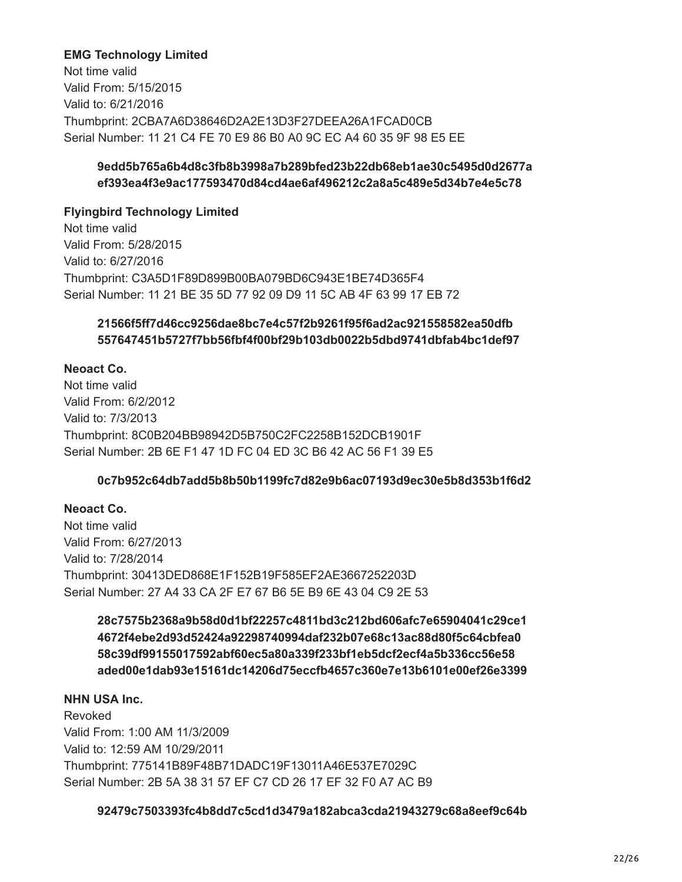**EMG Technology Limited**
Not time valid
Valid From: 5/15/2015
Valid to: 6/21/2016
Thumbprint: 2CBA7A6D38646D2A2E13D3F27DEEA26A1FCAD0CB
Serial Number: 11 21 C4 FE 70 E9 86 B0 A0 9C EC A4 60 35 9F 98 E5 EE

> **9edd5b765a6b4d8c3fb8b3998a7b289bfed23b22db68eb1ae30c5495d0d2677a**
> **ef393ea4f3e9ac177593470d84cd4ae6af496212c2a8a5c489e5d34b7e4e5c78**

**Flyingbird Technology Limited**
Not time valid
Valid From: 5/28/2015
Valid to: 6/27/2016
Thumbprint: C3A5D1F89D899B00BA079BD6C943E1BE74D365F4
Serial Number: 11 21 BE 35 5D 77 92 09 D9 11 5C AB 4F 63 99 17 EB 72

> **21566f5ff7d46cc9256dae8bc7e4c57f2b9261f95f6ad2ac921558582ea50dfb**
> **557647451b5727f7bb56fbf4f00bf29b103db0022b5dbd9741dbfab4bc1def97**

**Neoact Co.**
Not time valid
Valid From: 6/2/2012
Valid to: 7/3/2013
Thumbprint: 8C0B204BB98942D5B750C2FC2258B152DCB1901F
Serial Number: 2B 6E F1 47 1D FC 04 ED 3C B6 42 AC 56 F1 39 E5

> **0c7b952c64db7add5b8b50b1199fc7d82e9b6ac07193d9ec30e5b8d353b1f6d2**

**Neoact Co.**
Not time valid
Valid From: 6/27/2013
Valid to: 7/28/2014
Thumbprint: 30413DED868E1F152B19F585EF2AE3667252203D
Serial Number: 27 A4 33 CA 2F E7 67 B6 5E B9 6E 43 04 C9 2E 53

> **28c7575b2368a9b58d0d1bf22257c4811bd3c212bd606afc7e65904041c29ce1**
> **4672f4ebe2d93d52424a92298740994daf232b07e68c13ac88d80f5c64cbfea0**
> **58c39df99155017592abf60ec5a80a339f233bf1eb5dcf2ecf4a5b336cc56e58**
> **aded00e1dab93e15161dc14206d75eccfb4657c360e7e13b6101e00ef26e3399**

**NHN USA Inc.**
Revoked
Valid From: 1:00 AM 11/3/2009
Valid to: 12:59 AM 10/29/2011
Thumbprint: 775141B89F48B71DADC19F13011A46E537E7029C
Serial Number: 2B 5A 38 31 57 EF C7 CD 26 17 EF 32 F0 A7 AC B9

> **92479c7503393fc4b8dd7c5cd1d3479a182abca3cda21943279c68a8eef9c64b**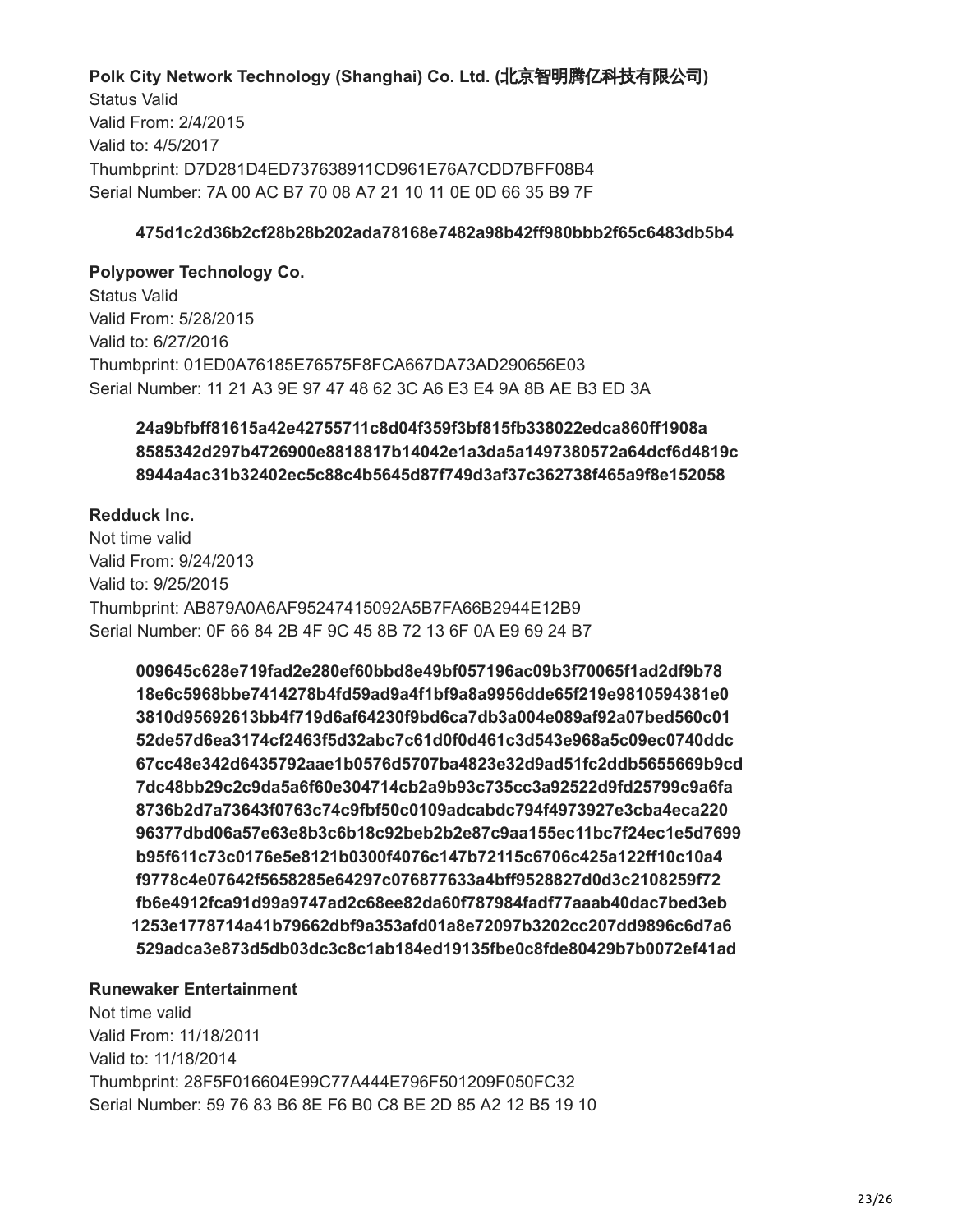**Polk City Network Technology (Shanghai) Co. Ltd. (北京智明腾亿科技有限公司)**
Status Valid
Valid From: 2/4/2015
Valid to: 4/5/2017
Thumbprint: D7D281D4ED737638911CD961E76A7CDD7BFF08B4
Serial Number: 7A 00 AC B7 70 08 A7 21 10 11 0E 0D 66 35 B9 7F

**475d1c2d36b2cf28b28b202ada78168e7482a98b42ff980bbb2f65c6483db5b4**

**Polypower Technology Co.**
Status Valid
Valid From: 5/28/2015
Valid to: 6/27/2016
Thumbprint: 01ED0A76185E76575F8FCA667DA73AD290656E03
Serial Number: 11 21 A3 9E 97 47 48 62 3C A6 E3 E4 9A 8B AE B3 ED 3A

**24a9bfbff81615a42e42755711c8d04f359f3bf815fb338022edca860ff1908a**
**8585342d297b4726900e8818817b14042e1a3da5a1497380572a64dcf6d4819c**
**8944a4ac31b32402ec5c88c4b5645d87f749d3af37c362738f465a9f8e152058**

**Redduck Inc.**
Not time valid
Valid From: 9/24/2013
Valid to: 9/25/2015
Thumbprint: AB879A0A6AF95247415092A5B7FA66B2944E12B9
Serial Number: 0F 66 84 2B 4F 9C 45 8B 72 13 6F 0A E9 69 24 B7

**009645c628e719fad2e280ef60bbd8e49bf057196ac09b3f70065f1ad2df9b78**
**18e6c5968bbe7414278b4fd59ad9a4f1bf9a8a9956dde65f219e9810594381e0**
**3810d95692613bb4f719d6af64230f9bd6ca7db3a004e089af92a07bed560c01**
**52de57d6ea3174cf2463f5d32abc7c61d0f0d461c3d543e968a5c09ec0740ddc**
**67cc48e342d6435792aae1b0576d5707ba4823e32d9ad51fc2ddb5655669b9cd**
**7dc48bb29c2c9da5a6f60e304714cb2a9b93c735cc3a92522d9fd25799c9a6fa**
**8736b2d7a73643f0763c74c9fbf50c0109adcabdc794f4973927e3cba4eca220**
**96377dbd06a57e63e8b3c6b18c92beb2b2e87c9aa155ec11bc7f24ec1e5d7699**
**b95f611c73c0176e5e8121b0300f4076c147b72115c6706c425a122ff10c10a4**
**f9778c4e07642f5658285e64297c076877633a4bff9528827d0d3c2108259f72**
**fb6e4912fca91d99a9747ad2c68ee82da60f787984fadf77aaab40dac7bed3eb**
**1253e1778714a41b79662dbf9a353afd01a8e72097b3202cc207dd9896c6d7a6**
**529adca3e873d5db03dc3c8c1ab184ed19135fbe0c8fde80429b7b0072ef41ad**

**Runewaker Entertainment**
Not time valid
Valid From: 11/18/2011
Valid to: 11/18/2014
Thumbprint: 28F5F016604E99C77A444E796F501209F050FC32
Serial Number: 59 76 83 B6 8E F6 B0 C8 BE 2D 85 A2 12 B5 19 10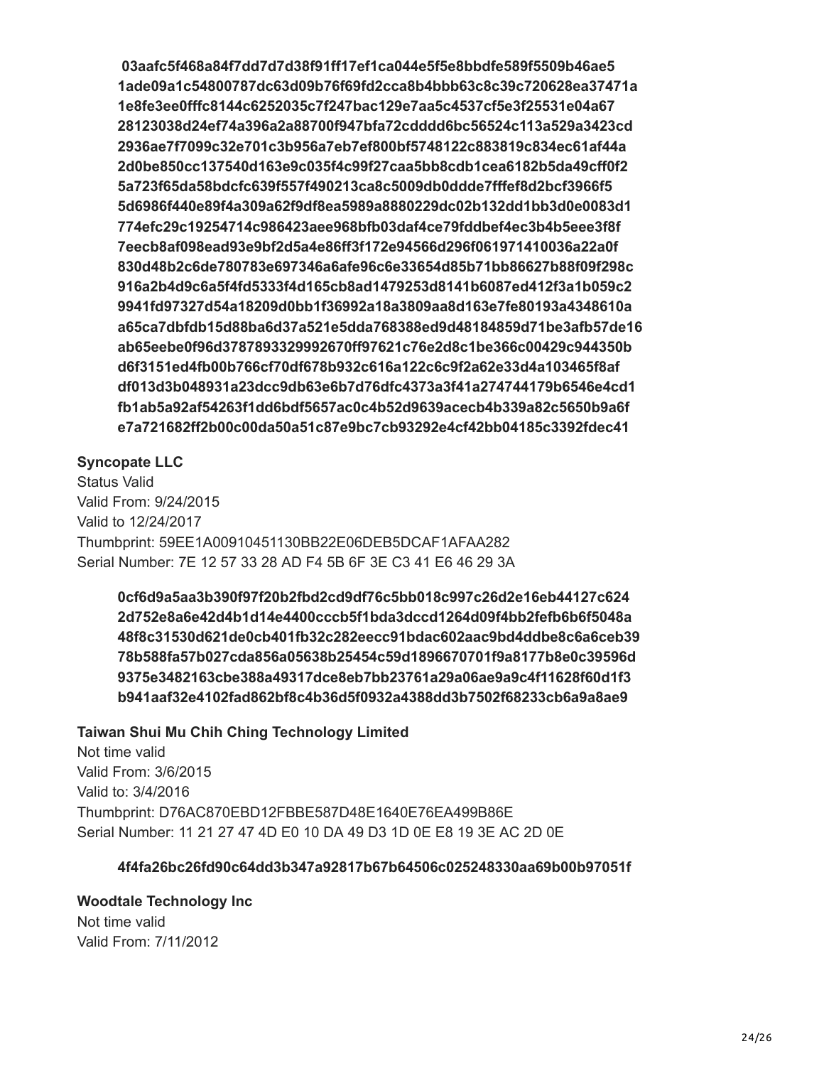**03aafc5f468a84f7dd7d7d38f91ff17ef1ca044e5f5e8bbdfe589f5509b46ae5**
**1ade09a1c54800787dc63d09b76f69fd2cca8b4bbb63c8c39c720628ea37471a**
**1e8fe3ee0fffc8144c6252035c7f247bac129e7aa5c4537cf5e3f25531e04a67**
**28123038d24ef74a396a2a88700f947bfa72cdddd6bc56524c113a529a3423cd**
**2936ae7f7099c32e701c3b956a7eb7ef800bf5748122c883819c834ec61af44a**
**2d0be850cc137540d163e9c035f4c99f27caa5bb8cdb1cea6182b5da49cff0f2**
**5a723f65da58bdcfc639f557f490213ca8c5009db0ddde7fffef8d2bcf3966f5**
**5d6986f440e89f4a309a62f9df8ea5989a8880229dc02b132dd1bb3d0e0083d1**
**774efc29c19254714c986423aee968bfb03daf4ce79fddbef4ec3b4b5eee3f8f**
**7eecb8af098ead93e9bf2d5a4e86ff3f172e94566d296f061971410036a22a0f**
**830d48b2c6de780783e697346a6afe96c6e33654d85b71bb86627b88f09f298c**
**916a2b4d9c6a5f4fd5333f4d165cb8ad1479253d8141b6087ed412f3a1b059c2**
**9941fd97327d54a18209d0bb1f36992a18a3809aa8d163e7fe80193a4348610a**
**a65ca7dbfdb15d88ba6d37a521e5dda768388ed9d48184859d71be3afb57de16**
**ab65eebe0f96d3787893329992670ff97621c76e2d8c1be366c00429c944350b**
**d6f3151ed4fb00b766cf70df678b932c616a122c6c9f2a62e33d4a103465f8af**
**df013d3b048931a23dcc9db63e6b7d76dfc4373a3f41a274744179b6546e4cd1**
**fb1ab5a92af54263f1dd6bdf5657ac0c4b52d9639acecb4b339a82c5650b9a6f**
**e7a721682ff2b00c00da50a51c87e9bc7cb93292e4cf42bb04185c3392fdec41**

**Syncopate LLC**
Status Valid
Valid From: 9/24/2015
Valid to 12/24/2017
Thumbprint: 59EE1A00910451130BB22E06DEB5DCAF1AFAA282
Serial Number: 7E 12 57 33 28 AD F4 5B 6F 3E C3 41 E6 46 29 3A

**0cf6d9a5aa3b390f97f20b2fbd2cd9df76c5bb018c997c26d2e16eb44127c624**
**2d752e8a6e42d4b1d14e4400cccb5f1bda3dccd1264d09f4bb2fefb6b6f5048a**
**48f8c31530d621de0cb401fb32c282eecc91bdac602aac9bd4ddbe8c6a6ceb39**
**78b588fa57b027cda856a05638b25454c59d1896670701f9a8177b8e0c39596d**
**9375e3482163cbe388a49317dce8eb7bb23761a29a06ae9a9c4f11628f60d1f3**
**b941aaf32e4102fad862bf8c4b36d5f0932a4388dd3b7502f68233cb6a9a8ae9**

**Taiwan Shui Mu Chih Ching Technology Limited**
Not time valid
Valid From: 3/6/2015
Valid to: 3/4/2016
Thumbprint: D76AC870EBD12FBBE587D48E1640E76EA499B86E
Serial Number: 11 21 27 47 4D E0 10 DA 49 D3 1D 0E E8 19 3E AC 2D 0E

**4f4fa26bc26fd90c64dd3b347a92817b67b64506c025248330aa69b00b97051f**

**Woodtale Technology Inc**
Not time valid
Valid From: 7/11/2012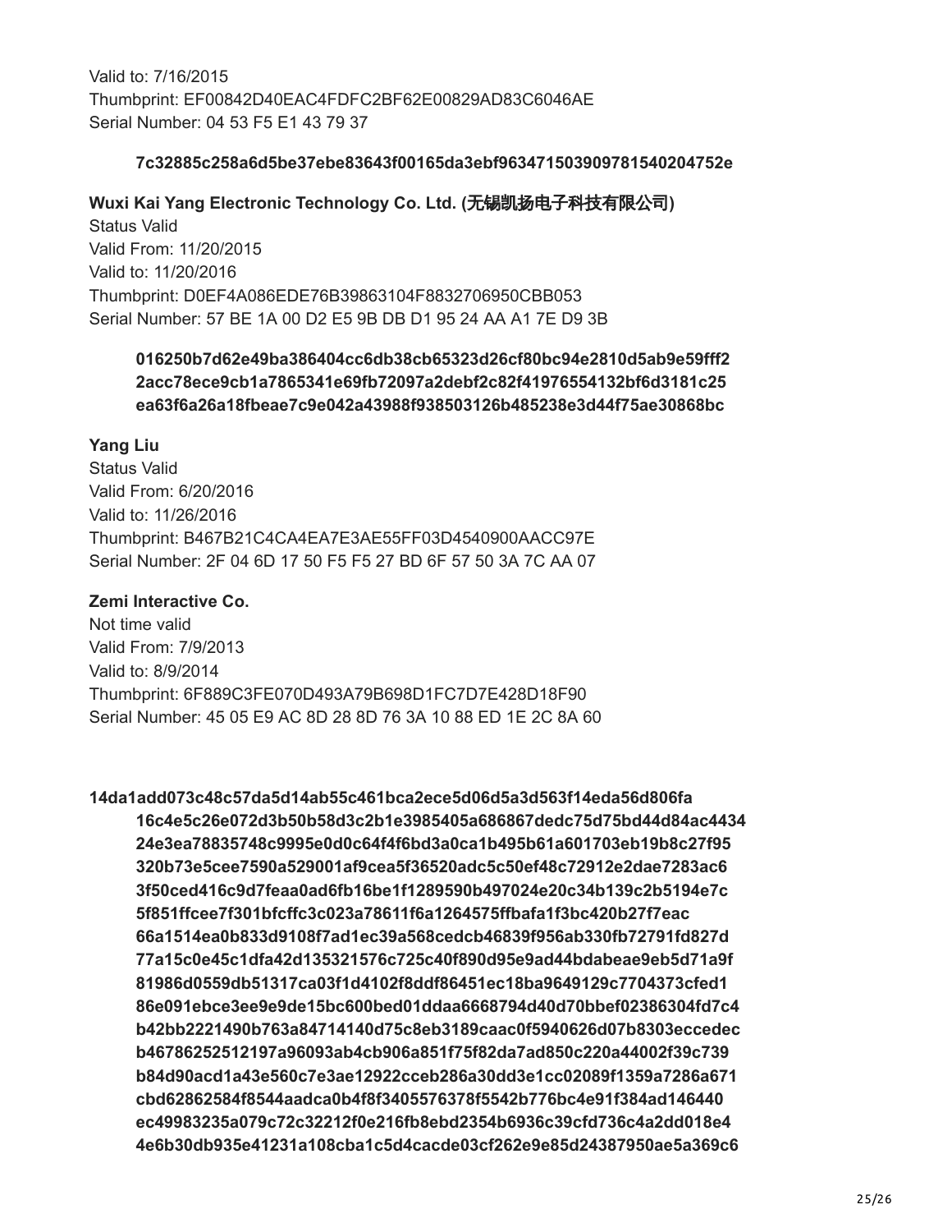Valid to: 7/16/2015
Thumbprint: EF00842D40EAC4FDFC2BF62E00829AD83C6046AE
Serial Number: 04 53 F5 E1 43 79 37

**7c32885c258a6d5be37ebe83643f00165da3ebf963471503909781540204752e**

**Wuxi Kai Yang Electronic Technology Co. Ltd. (无锡凯扬电子科技有限公司)**
Status Valid
Valid From: 11/20/2015
Valid to: 11/20/2016
Thumbprint: D0EF4A086EDE76B39863104F8832706950CBB053
Serial Number: 57 BE 1A 00 D2 E5 9B DB D1 95 24 AA A1 7E D9 3B

**016250b7d62e49ba386404cc6db38cb65323d26cf80bc94e2810d5ab9e59fff2**
**2acc78ece9cb1a7865341e69fb72097a2debf2c82f41976554132bf6d3181c25**
**ea63f6a26a18fbeae7c9e042a43988f938503126b485238e3d44f75ae30868bc**

**Yang Liu**
Status Valid
Valid From: 6/20/2016
Valid to: 11/26/2016
Thumbprint: B467B21C4CA4EA7E3AE55FF03D4540900AACC97E
Serial Number: 2F 04 6D 17 50 F5 F5 27 BD 6F 57 50 3A 7C AA 07

**Zemi Interactive Co.**
Not time valid
Valid From: 7/9/2013
Valid to: 8/9/2014
Thumbprint: 6F889C3FE070D493A79B698D1FC7D7E428D18F90
Serial Number: 45 05 E9 AC 8D 28 8D 76 3A 10 88 ED 1E 2C 8A 60

**14da1add073c48c57da5d14ab55c461bca2ece5d06d5a3d563f14eda56d806fa**
**16c4e5c26e072d3b50b58d3c2b1e3985405a686867dedc75d75bd44d84ac4434**
**24e3ea78835748c9995e0d0c64f4f6bd3a0ca1b495b61a601703eb19b8c27f95**
**320b73e5cee7590a529001af9cea5f36520adc5c50ef48c72912e2dae7283ac6**
**3f50ced416c9d7feaa0ad6fb16be1f1289590b497024e20c34b139c2b5194e7c**
**5f851ffcee7f301bfcffc3c023a78611f6a1264575ffbafa1f3bc420b27f7eac**
**66a1514ea0b833d9108f7ad1ec39a568cedcb46839f956ab330fb72791fd827d**
**77a15c0e45c1dfa42d135321576c725c40f890d95e9ad44bdabeae9eb5d71a9f**
**81986d0559db51317ca03f1d4102f8ddf86451ec18ba9649129c7704373cfed1**
**86e091ebce3ee9e9de15bc600bed01ddaa6668794d40d70bbef02386304fd7c4**
**b42bb2221490b763a84714140d75c8eb3189caac0f5940626d07b8303eccedec**
**b46786252512197a96093ab4cb906a851f75f82da7ad850c220a44002f39c739**
**b84d90acd1a43e560c7e3ae12922cceb286a30dd3e1cc02089f1359a7286a671**
**cbd62862584f8544aadca0b4f8f3405576378f5542b776bc4e91f384ad146440**
**ec49983235a079c72c32212f0e216fb8ebd2354b6936c39cfd736c4a2dd018e4**
**4e6b30db935e41231a108cba1c5d4cacde03cf262e9e85d24387950ae5a369c6**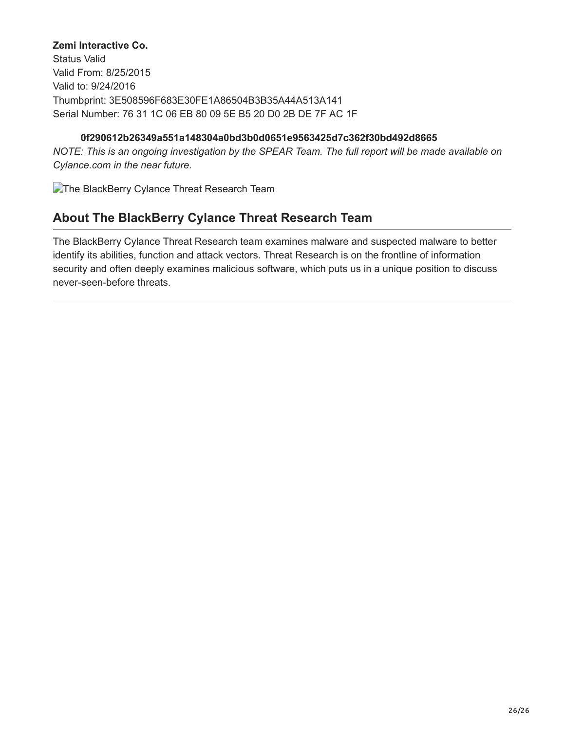**Zemi Interactive Co.**
Status Valid
Valid From: 8/25/2015
Valid to: 9/24/2016
Thumbprint: 3E508596F683E30FE1A86504B3B35A44A513A141
Serial Number: 76 31 1C 06 EB 80 09 5E B5 20 D0 2B DE 7F AC 1F

**0f290612b26349a551a148304a0bd3b0d0651e9563425d7c362f30bd492d8665**

*NOTE: This is an ongoing investigation by the SPEAR Team. The full report will be made available on Cylance.com in the near future.*

The BlackBerry Cylance Threat Research Team

## About The BlackBerry Cylance Threat Research Team

The BlackBerry Cylance Threat Research team examines malware and suspected malware to better identify its abilities, function and attack vectors. Threat Research is on the frontline of information security and often deeply examines malicious software, which puts us in a unique position to discuss never-seen-before threats.